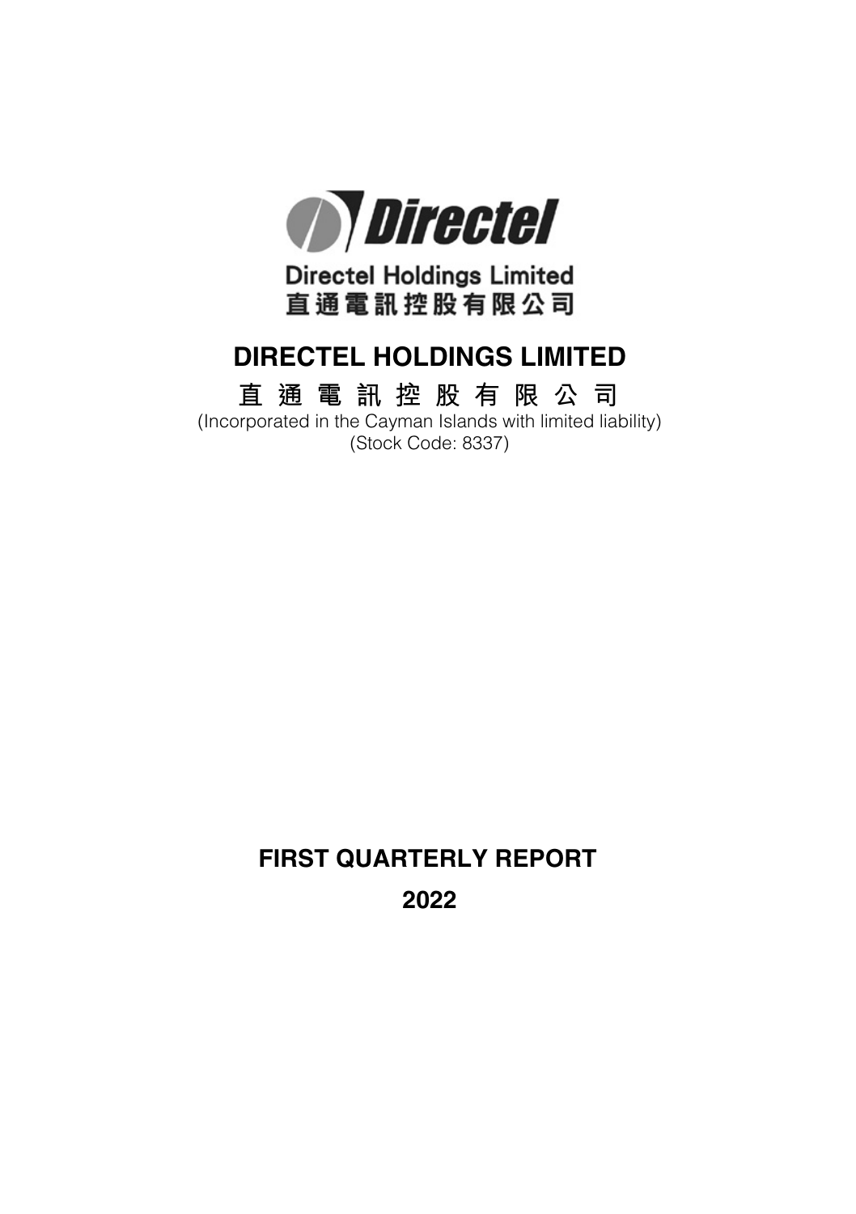Directel Holdings Limited
直通電訊控股有限公司

# DIRECTEL HOLDINGS LIMITED

# 直 通 電 訊 控 股 有 限 公 司

(Incorporated in the Cayman Islands with limited liability)
(Stock Code: 8337)

# FIRST QUARTERLY REPORT

# 2022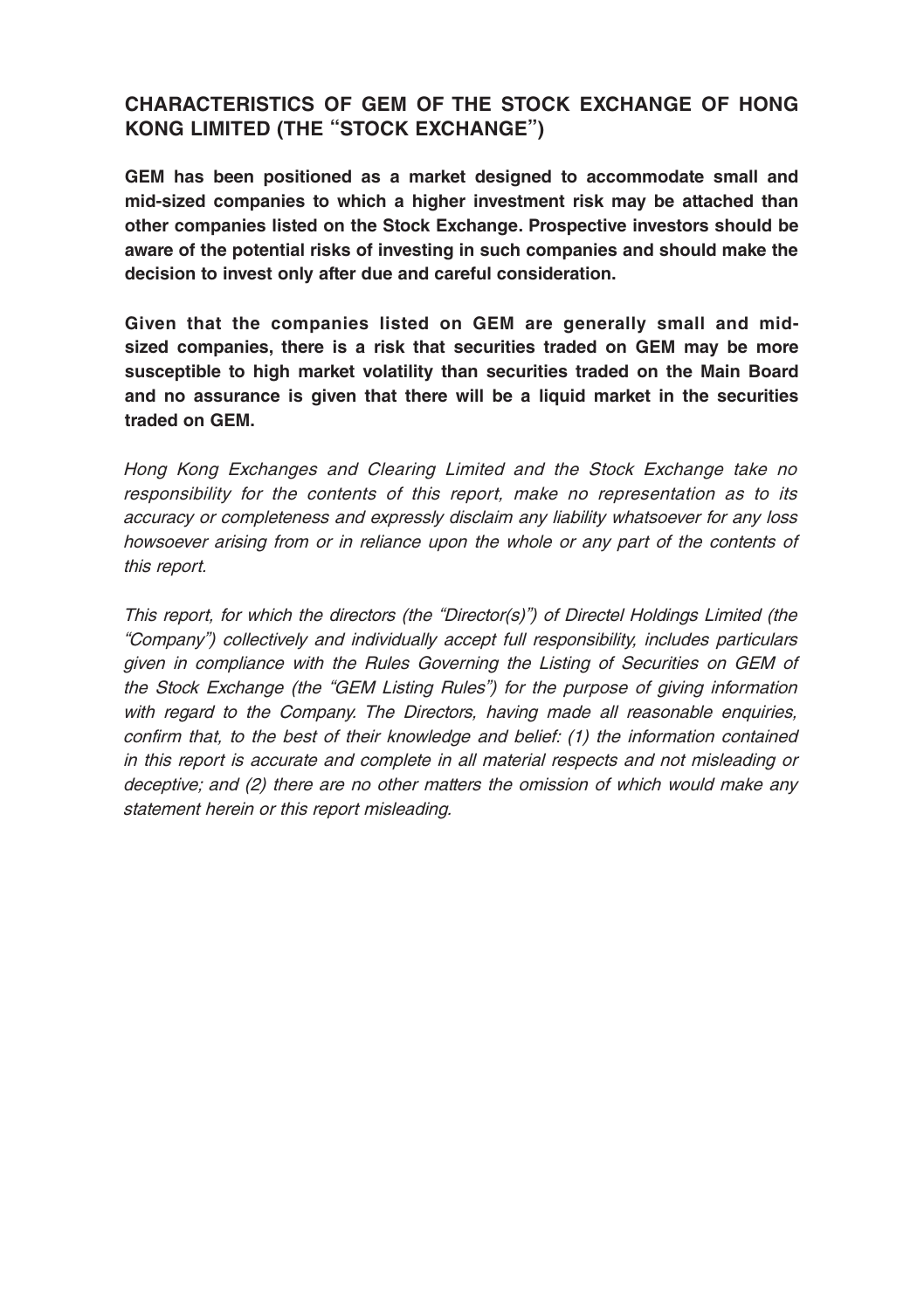## CHARACTERISTICS OF GEM OF THE STOCK EXCHANGE OF HONG KONG LIMITED (THE "STOCK EXCHANGE")

**GEM has been positioned as a market designed to accommodate small and mid-sized companies to which a higher investment risk may be attached than other companies listed on the Stock Exchange. Prospective investors should be aware of the potential risks of investing in such companies and should make the decision to invest only after due and careful consideration.**

**Given that the companies listed on GEM are generally small and mid-sized companies, there is a risk that securities traded on GEM may be more susceptible to high market volatility than securities traded on the Main Board and no assurance is given that there will be a liquid market in the securities traded on GEM.**

*Hong Kong Exchanges and Clearing Limited and the Stock Exchange take no responsibility for the contents of this report, make no representation as to its accuracy or completeness and expressly disclaim any liability whatsoever for any loss howsoever arising from or in reliance upon the whole or any part of the contents of this report.*

*This report, for which the directors (the "Director(s)") of Directel Holdings Limited (the "Company") collectively and individually accept full responsibility, includes particulars given in compliance with the Rules Governing the Listing of Securities on GEM of the Stock Exchange (the "GEM Listing Rules") for the purpose of giving information with regard to the Company. The Directors, having made all reasonable enquiries, confirm that, to the best of their knowledge and belief: (1) the information contained in this report is accurate and complete in all material respects and not misleading or deceptive; and (2) there are no other matters the omission of which would make any statement herein or this report misleading.*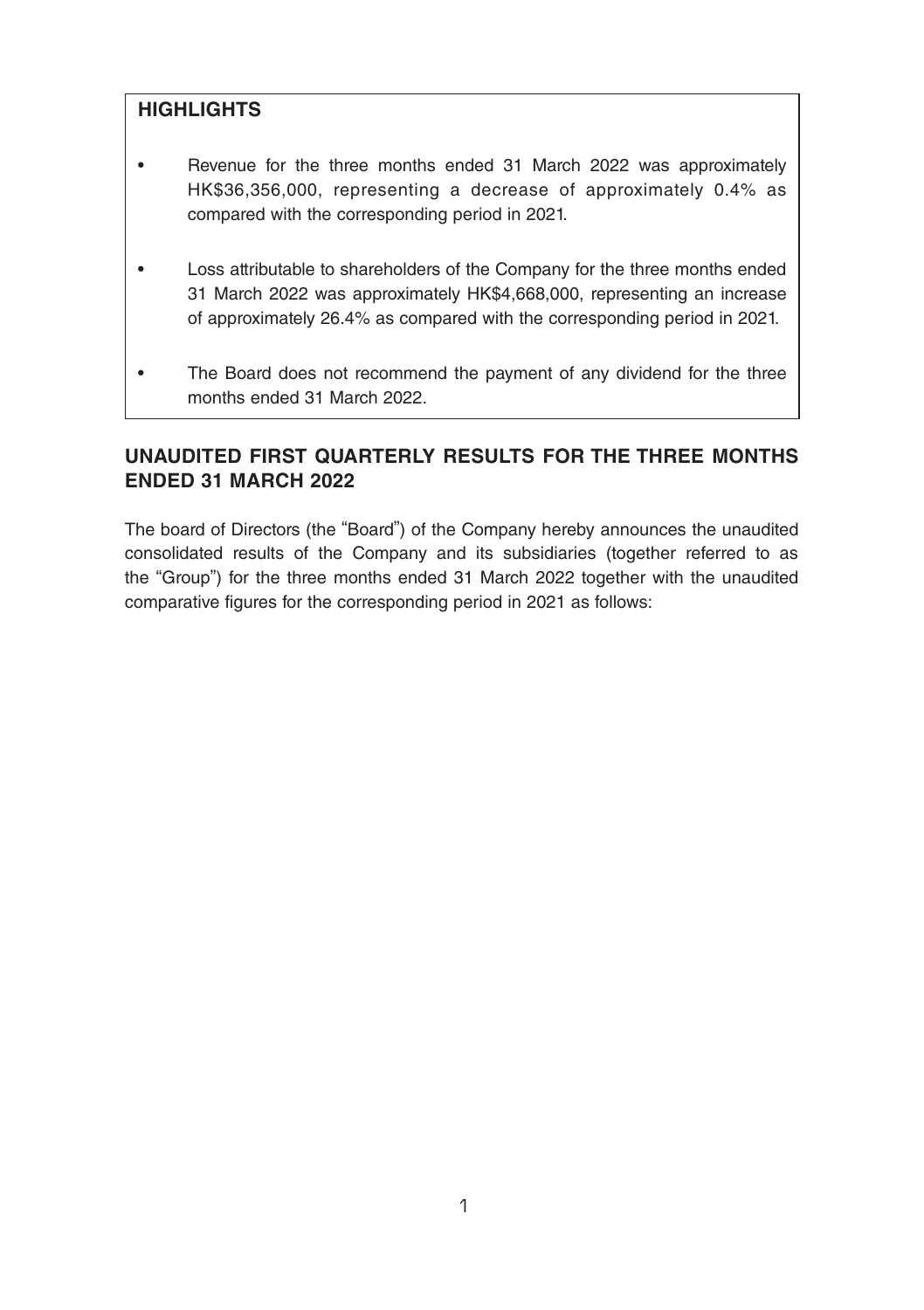## HIGHLIGHTS

- Revenue for the three months ended 31 March 2022 was approximately HK$36,356,000, representing a decrease of approximately 0.4% as compared with the corresponding period in 2021.
- Loss attributable to shareholders of the Company for the three months ended 31 March 2022 was approximately HK$4,668,000, representing an increase of approximately 26.4% as compared with the corresponding period in 2021.
- The Board does not recommend the payment of any dividend for the three months ended 31 March 2022.

## UNAUDITED FIRST QUARTERLY RESULTS FOR THE THREE MONTHS ENDED 31 MARCH 2022

The board of Directors (the "Board") of the Company hereby announces the unaudited consolidated results of the Company and its subsidiaries (together referred to as the "Group") for the three months ended 31 March 2022 together with the unaudited comparative figures for the corresponding period in 2021 as follows: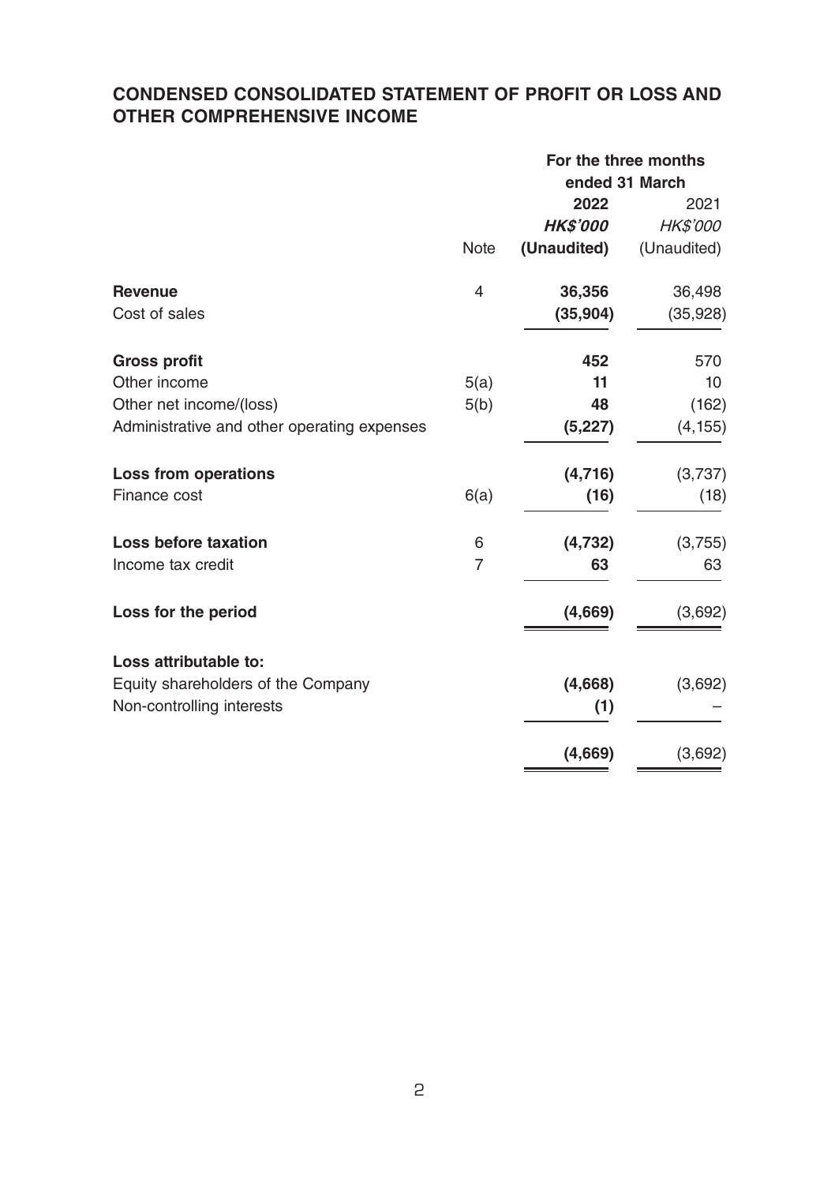## CONDENSED CONSOLIDATED STATEMENT OF PROFIT OR LOSS AND OTHER COMPREHENSIVE INCOME

| | | For the three months ended 31 March | |
|---|---|---|---|
| | | **2022** | 2021 |
| | | ***HK$'000*** | *HK$'000* |
| | Note | **(Unaudited)** | (Unaudited) |
| **Revenue** | 4 | **36,356** | 36,498 |
| Cost of sales | | **(35,904)** | (35,928) |
| **Gross profit** | | **452** | 570 |
| Other income | 5(a) | **11** | 10 |
| Other net income/(loss) | 5(b) | **48** | (162) |
| Administrative and other operating expenses | | **(5,227)** | (4,155) |
| **Loss from operations** | | **(4,716)** | (3,737) |
| Finance cost | 6(a) | **(16)** | (18) |
| **Loss before taxation** | 6 | **(4,732)** | (3,755) |
| Income tax credit | 7 | **63** | 63 |
| **Loss for the period** | | **(4,669)** | (3,692) |
| **Loss attributable to:** | | | |
| Equity shareholders of the Company | | **(4,668)** | (3,692) |
| Non-controlling interests | | **(1)** | – |
| | | **(4,669)** | (3,692) |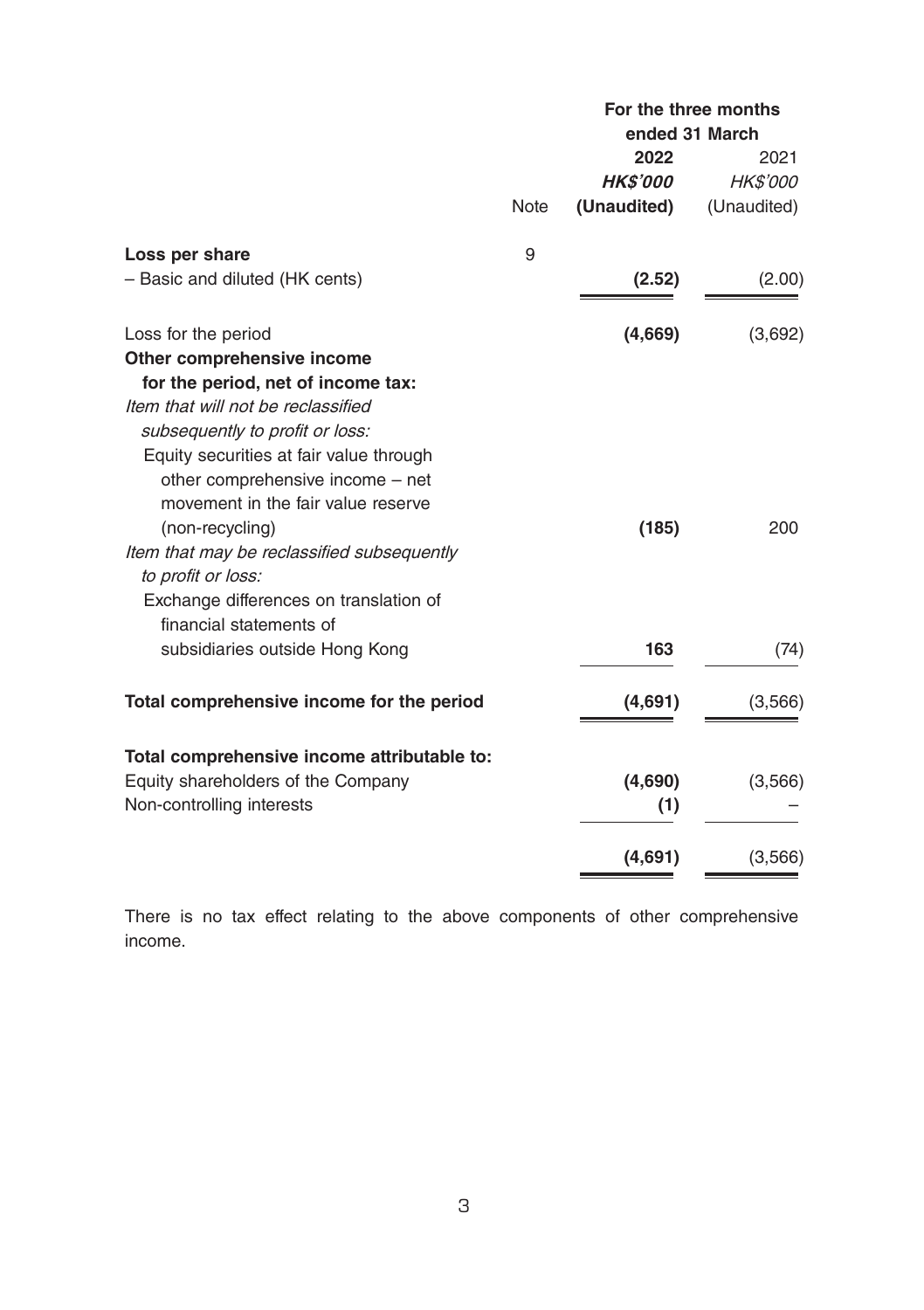| | Note | For the three months ended 31 March | |
|---|---|---|---|
| | | **2022** | 2021 |
| | | ***HK$'000*** | *HK$'000* |
| | | **(Unaudited)** | (Unaudited) |
| **Loss per share** | 9 | | |
| – Basic and diluted (HK cents) | | **(2.52)** | (2.00) |
| Loss for the period | | **(4,669)** | (3,692) |
| **Other comprehensive income for the period, net of income tax:** | | | |
| *Item that will not be reclassified subsequently to profit or loss:* | | | |
| Equity securities at fair value through other comprehensive income – net movement in the fair value reserve (non-recycling) | | **(185)** | 200 |
| *Item that may be reclassified subsequently to profit or loss:* | | | |
| Exchange differences on translation of financial statements of subsidiaries outside Hong Kong | | **163** | (74) |
| **Total comprehensive income for the period** | | **(4,691)** | (3,566) |
| **Total comprehensive income attributable to:** | | | |
| Equity shareholders of the Company | | **(4,690)** | (3,566) |
| Non-controlling interests | | **(1)** | – |
| | | **(4,691)** | (3,566) |

There is no tax effect relating to the above components of other comprehensive income.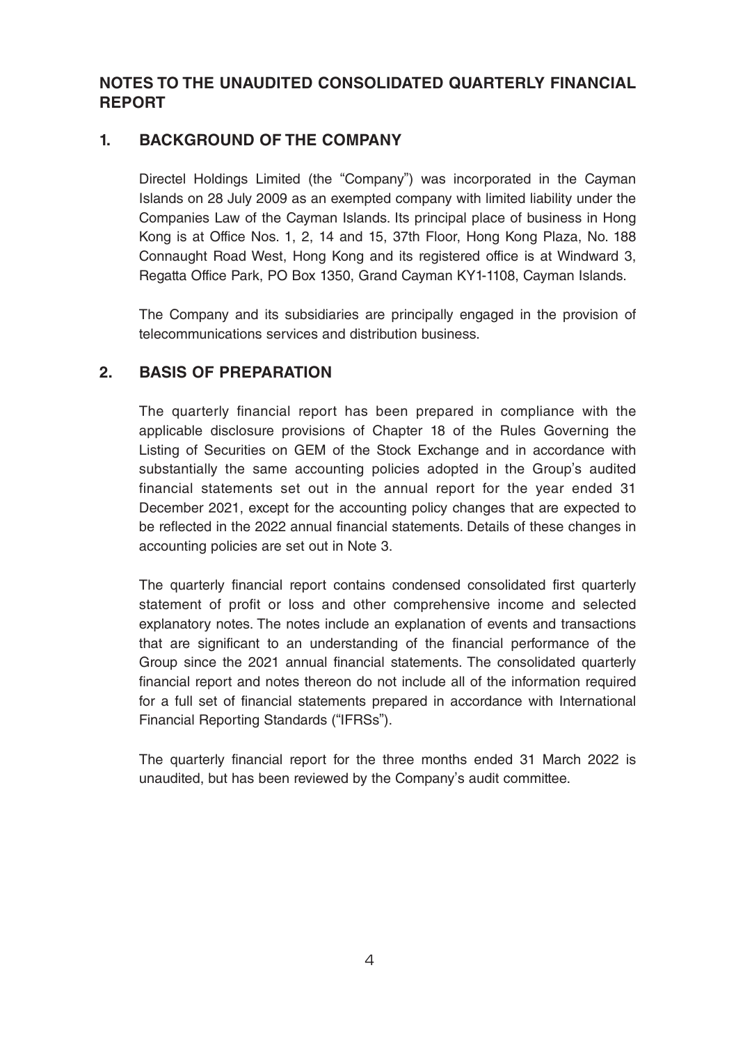## NOTES TO THE UNAUDITED CONSOLIDATED QUARTERLY FINANCIAL REPORT

### 1. BACKGROUND OF THE COMPANY

Directel Holdings Limited (the "Company") was incorporated in the Cayman Islands on 28 July 2009 as an exempted company with limited liability under the Companies Law of the Cayman Islands. Its principal place of business in Hong Kong is at Office Nos. 1, 2, 14 and 15, 37th Floor, Hong Kong Plaza, No. 188 Connaught Road West, Hong Kong and its registered office is at Windward 3, Regatta Office Park, PO Box 1350, Grand Cayman KY1-1108, Cayman Islands.

The Company and its subsidiaries are principally engaged in the provision of telecommunications services and distribution business.

### 2. BASIS OF PREPARATION

The quarterly financial report has been prepared in compliance with the applicable disclosure provisions of Chapter 18 of the Rules Governing the Listing of Securities on GEM of the Stock Exchange and in accordance with substantially the same accounting policies adopted in the Group's audited financial statements set out in the annual report for the year ended 31 December 2021, except for the accounting policy changes that are expected to be reflected in the 2022 annual financial statements. Details of these changes in accounting policies are set out in Note 3.

The quarterly financial report contains condensed consolidated first quarterly statement of profit or loss and other comprehensive income and selected explanatory notes. The notes include an explanation of events and transactions that are significant to an understanding of the financial performance of the Group since the 2021 annual financial statements. The consolidated quarterly financial report and notes thereon do not include all of the information required for a full set of financial statements prepared in accordance with International Financial Reporting Standards ("IFRSs").

The quarterly financial report for the three months ended 31 March 2022 is unaudited, but has been reviewed by the Company's audit committee.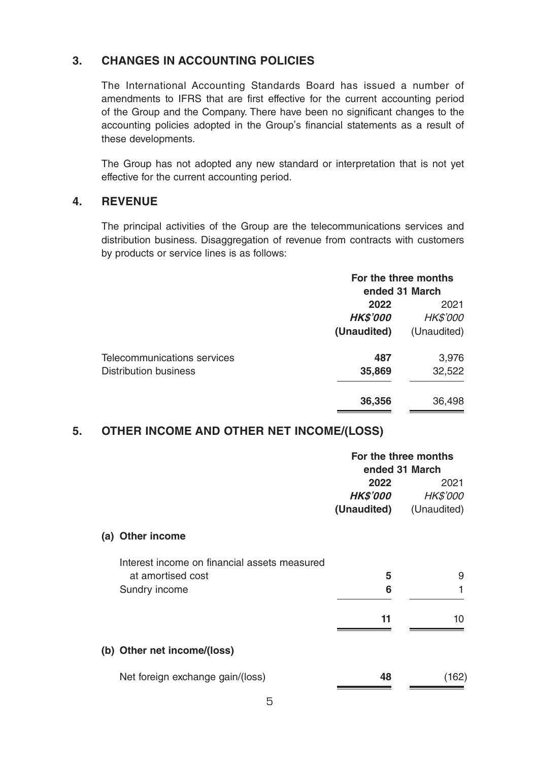## 3. CHANGES IN ACCOUNTING POLICIES

The International Accounting Standards Board has issued a number of amendments to IFRS that are first effective for the current accounting period of the Group and the Company. There have been no significant changes to the accounting policies adopted in the Group's financial statements as a result of these developments.

The Group has not adopted any new standard or interpretation that is not yet effective for the current accounting period.

## 4. REVENUE

The principal activities of the Group are the telecommunications services and distribution business. Disaggregation of revenue from contracts with customers by products or service lines is as follows:

| | For the three months ended 31 March | |
|---|---|---|
| | **2022** | 2021 |
| | ***HK$'000*** | *HK$'000* |
| | **(Unaudited)** | (Unaudited) |
| Telecommunications services | **487** | 3,976 |
| Distribution business | **35,869** | 32,522 |
| | **36,356** | 36,498 |

## 5. OTHER INCOME AND OTHER NET INCOME/(LOSS)

| | For the three months ended 31 March | |
|---|---|---|
| | **2022** | 2021 |
| | ***HK$'000*** | *HK$'000* |
| | **(Unaudited)** | (Unaudited) |
| **(a) Other income** | | |
| Interest income on financial assets measured at amortised cost | **5** | 9 |
| Sundry income | **6** | 1 |
| | **11** | 10 |
| **(b) Other net income/(loss)** | | |
| Net foreign exchange gain/(loss) | **48** | (162) |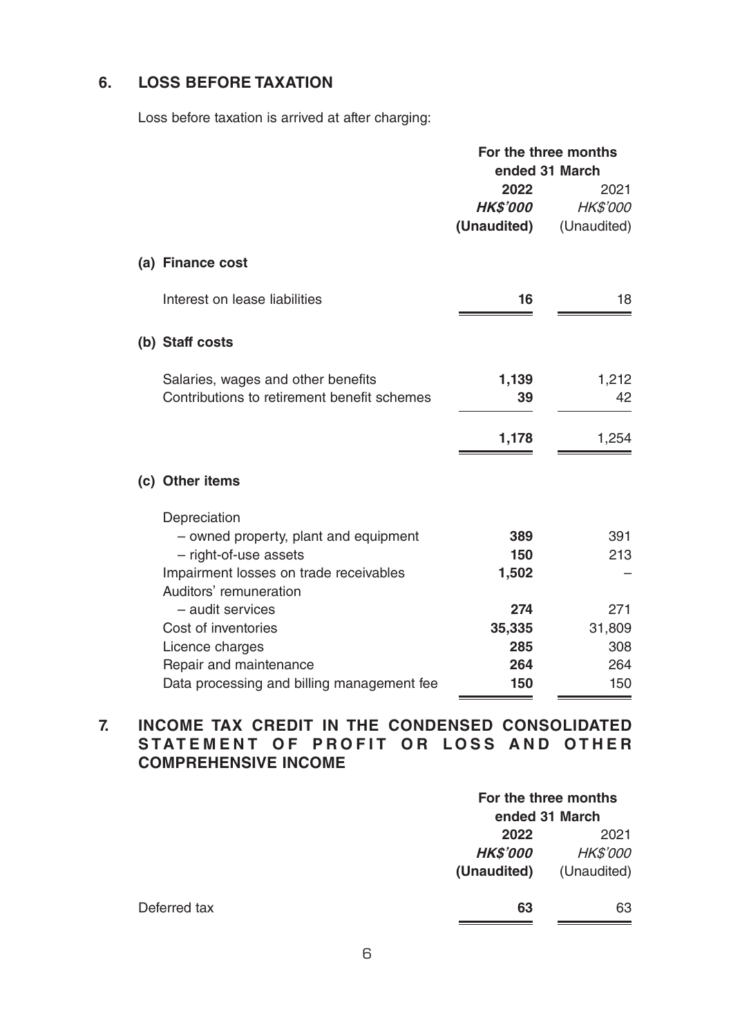## 6. LOSS BEFORE TAXATION

Loss before taxation is arrived at after charging:

| | For the three months ended 31 March | |
|---|---|---|
| | **2022** | 2021 |
| | ***HK$'000*** | *HK$'000* |
| | **(Unaudited)** | (Unaudited) |
| **(a) Finance cost** | | |
| Interest on lease liabilities | **16** | 18 |
| **(b) Staff costs** | | |
| Salaries, wages and other benefits | **1,139** | 1,212 |
| Contributions to retirement benefit schemes | **39** | 42 |
| | **1,178** | 1,254 |
| **(c) Other items** | | |
| Depreciation | | |
| – owned property, plant and equipment | **389** | 391 |
| – right-of-use assets | **150** | 213 |
| Impairment losses on trade receivables | **1,502** | – |
| Auditors' remuneration | | |
| – audit services | **274** | 271 |
| Cost of inventories | **35,335** | 31,809 |
| Licence charges | **285** | 308 |
| Repair and maintenance | **264** | 264 |
| Data processing and billing management fee | **150** | 150 |

## 7. INCOME TAX CREDIT IN THE CONDENSED CONSOLIDATED STATEMENT OF PROFIT OR LOSS AND OTHER COMPREHENSIVE INCOME

| | For the three months ended 31 March | |
|---|---|---|
| | **2022** | 2021 |
| | ***HK$'000*** | *HK$'000* |
| | **(Unaudited)** | (Unaudited) |
| Deferred tax | **63** | 63 |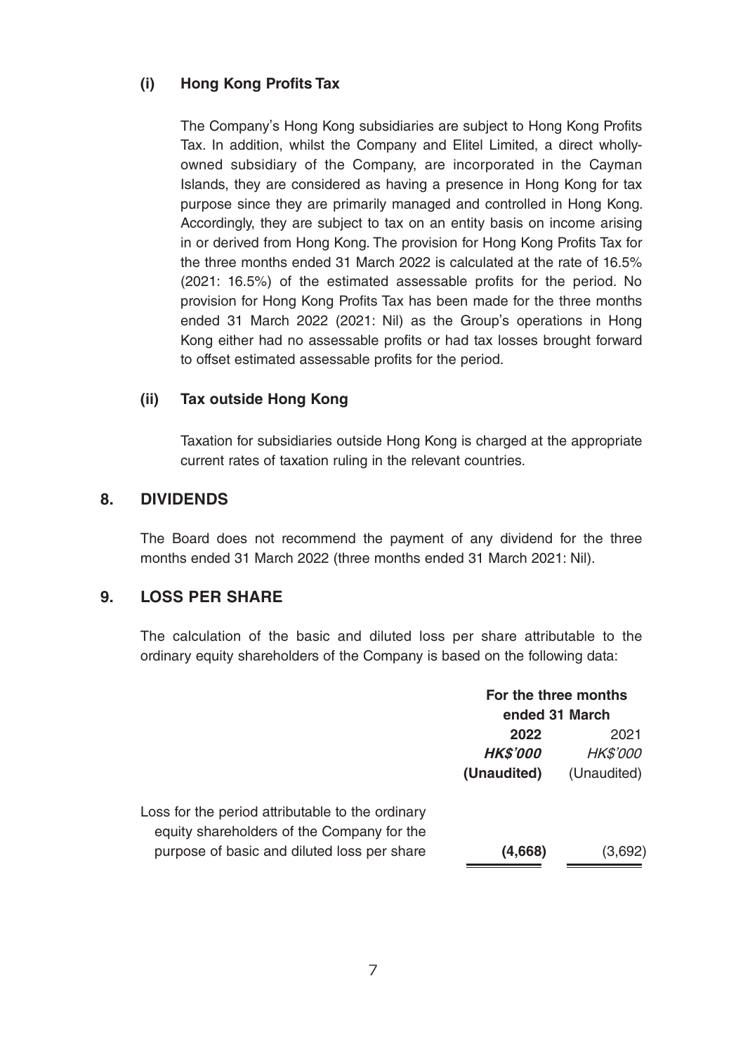### (i) Hong Kong Profits Tax

The Company's Hong Kong subsidiaries are subject to Hong Kong Profits Tax. In addition, whilst the Company and Elitel Limited, a direct wholly-owned subsidiary of the Company, are incorporated in the Cayman Islands, they are considered as having a presence in Hong Kong for tax purpose since they are primarily managed and controlled in Hong Kong. Accordingly, they are subject to tax on an entity basis on income arising in or derived from Hong Kong. The provision for Hong Kong Profits Tax for the three months ended 31 March 2022 is calculated at the rate of 16.5% (2021: 16.5%) of the estimated assessable profits for the period. No provision for Hong Kong Profits Tax has been made for the three months ended 31 March 2022 (2021: Nil) as the Group's operations in Hong Kong either had no assessable profits or had tax losses brought forward to offset estimated assessable profits for the period.

### (ii) Tax outside Hong Kong

Taxation for subsidiaries outside Hong Kong is charged at the appropriate current rates of taxation ruling in the relevant countries.

## 8. DIVIDENDS

The Board does not recommend the payment of any dividend for the three months ended 31 March 2022 (three months ended 31 March 2021: Nil).

## 9. LOSS PER SHARE

The calculation of the basic and diluted loss per share attributable to the ordinary equity shareholders of the Company is based on the following data:

| | For the three months ended 31 March | |
|---|---|---|
| | **2022** | 2021 |
| | ***HK$'000*** | *HK$'000* |
| | **(Unaudited)** | (Unaudited) |
| Loss for the period attributable to the ordinary equity shareholders of the Company for the purpose of basic and diluted loss per share | **(4,668)** | (3,692) |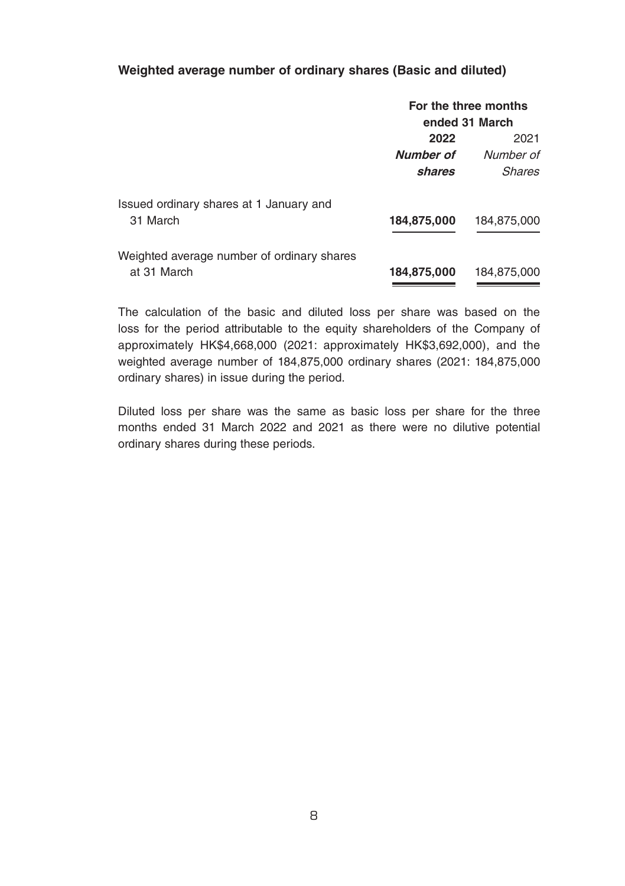**Weighted average number of ordinary shares (Basic and diluted)**

| | For the three months ended 31 March | |
|---|---|---|
| | **2022** | 2021 |
| | ***Number of shares*** | *Number of Shares* |
| Issued ordinary shares at 1 January and 31 March | **184,875,000** | 184,875,000 |
| Weighted average number of ordinary shares at 31 March | **184,875,000** | 184,875,000 |

The calculation of the basic and diluted loss per share was based on the loss for the period attributable to the equity shareholders of the Company of approximately HK$4,668,000 (2021: approximately HK$3,692,000), and the weighted average number of 184,875,000 ordinary shares (2021: 184,875,000 ordinary shares) in issue during the period.

Diluted loss per share was the same as basic loss per share for the three months ended 31 March 2022 and 2021 as there were no dilutive potential ordinary shares during these periods.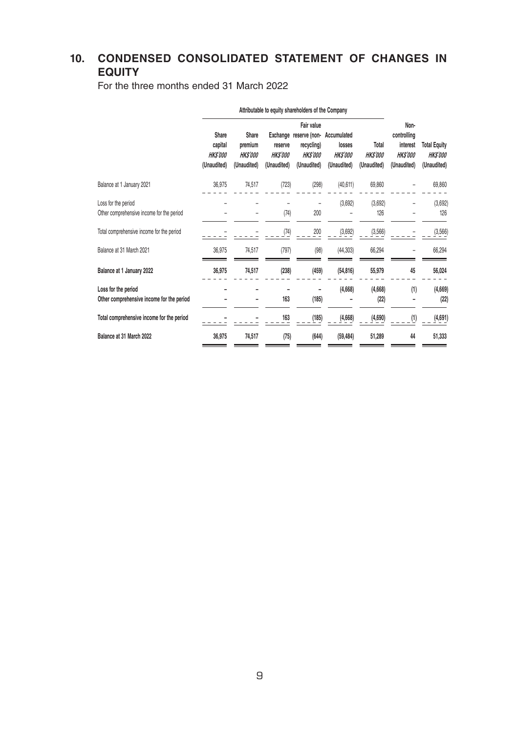## 10. CONDENSED CONSOLIDATED STATEMENT OF CHANGES IN EQUITY

For the three months ended 31 March 2022

| | Attributable to equity shareholders of the Company | | | | | | | |
|---|---|---|---|---|---|---|---|---|
| | Share capital *HK$'000* (Unaudited) | Share premium *HK$'000* (Unaudited) | Exchange reserve *HK$'000* (Unaudited) | Fair value reserve (non-recycling) *HK$'000* (Unaudited) | Accumulated losses *HK$'000* (Unaudited) | Total *HK$'000* (Unaudited) | Non-controlling interest *HK$'000* (Unaudited) | Total Equity *HK$'000* (Unaudited) |
| Balance at 1 January 2021 | 36,975 | 74,517 | (723) | (298) | (40,611) | 69,860 | – | 69,860 |
| Loss for the period | – | – | – | – | (3,692) | (3,692) | – | (3,692) |
| Other comprehensive income for the period | – | – | (74) | 200 | – | 126 | – | 126 |
| Total comprehensive income for the period | – | – | (74) | 200 | (3,692) | (3,566) | – | (3,566) |
| Balance at 31 March 2021 | 36,975 | 74,517 | (797) | (98) | (44,303) | 66,294 | – | 66,294 |
| **Balance at 1 January 2022** | **36,975** | **74,517** | **(238)** | **(459)** | **(54,816)** | **55,979** | **45** | **56,024** |
| **Loss for the period** | **–** | **–** | **–** | **–** | **(4,668)** | **(4,668)** | **(1)** | **(4,669)** |
| **Other comprehensive income for the period** | **–** | **–** | **163** | **(185)** | **–** | **(22)** | **–** | **(22)** |
| **Total comprehensive income for the period** | **–** | **–** | **163** | **(185)** | **(4,668)** | **(4,690)** | **(1)** | **(4,691)** |
| **Balance at 31 March 2022** | **36,975** | **74,517** | **(75)** | **(644)** | **(59,484)** | **51,289** | **44** | **51,333** |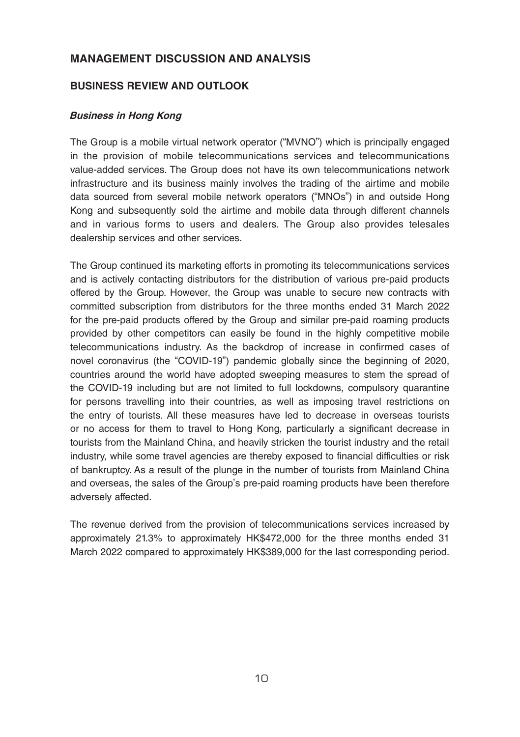## MANAGEMENT DISCUSSION AND ANALYSIS

### BUSINESS REVIEW AND OUTLOOK

#### *Business in Hong Kong*

The Group is a mobile virtual network operator ("MVNO") which is principally engaged in the provision of mobile telecommunications services and telecommunications value-added services. The Group does not have its own telecommunications network infrastructure and its business mainly involves the trading of the airtime and mobile data sourced from several mobile network operators ("MNOs") in and outside Hong Kong and subsequently sold the airtime and mobile data through different channels and in various forms to users and dealers. The Group also provides telesales dealership services and other services.

The Group continued its marketing efforts in promoting its telecommunications services and is actively contacting distributors for the distribution of various pre-paid products offered by the Group. However, the Group was unable to secure new contracts with committed subscription from distributors for the three months ended 31 March 2022 for the pre-paid products offered by the Group and similar pre-paid roaming products provided by other competitors can easily be found in the highly competitive mobile telecommunications industry. As the backdrop of increase in confirmed cases of novel coronavirus (the "COVID-19") pandemic globally since the beginning of 2020, countries around the world have adopted sweeping measures to stem the spread of the COVID-19 including but are not limited to full lockdowns, compulsory quarantine for persons travelling into their countries, as well as imposing travel restrictions on the entry of tourists. All these measures have led to decrease in overseas tourists or no access for them to travel to Hong Kong, particularly a significant decrease in tourists from the Mainland China, and heavily stricken the tourist industry and the retail industry, while some travel agencies are thereby exposed to financial difficulties or risk of bankruptcy. As a result of the plunge in the number of tourists from Mainland China and overseas, the sales of the Group's pre-paid roaming products have been therefore adversely affected.

The revenue derived from the provision of telecommunications services increased by approximately 21.3% to approximately HK$472,000 for the three months ended 31 March 2022 compared to approximately HK$389,000 for the last corresponding period.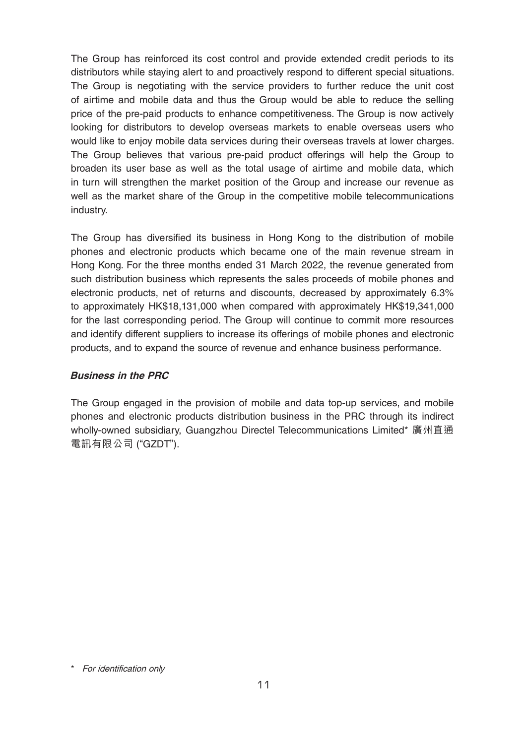The Group has reinforced its cost control and provide extended credit periods to its distributors while staying alert to and proactively respond to different special situations. The Group is negotiating with the service providers to further reduce the unit cost of airtime and mobile data and thus the Group would be able to reduce the selling price of the pre-paid products to enhance competitiveness. The Group is now actively looking for distributors to develop overseas markets to enable overseas users who would like to enjoy mobile data services during their overseas travels at lower charges. The Group believes that various pre-paid product offerings will help the Group to broaden its user base as well as the total usage of airtime and mobile data, which in turn will strengthen the market position of the Group and increase our revenue as well as the market share of the Group in the competitive mobile telecommunications industry.

The Group has diversified its business in Hong Kong to the distribution of mobile phones and electronic products which became one of the main revenue stream in Hong Kong. For the three months ended 31 March 2022, the revenue generated from such distribution business which represents the sales proceeds of mobile phones and electronic products, net of returns and discounts, decreased by approximately 6.3% to approximately HK$18,131,000 when compared with approximately HK$19,341,000 for the last corresponding period. The Group will continue to commit more resources and identify different suppliers to increase its offerings of mobile phones and electronic products, and to expand the source of revenue and enhance business performance.

***Business in the PRC***

The Group engaged in the provision of mobile and data top-up services, and mobile phones and electronic products distribution business in the PRC through its indirect wholly-owned subsidiary, Guangzhou Directel Telecommunications Limited* 廣州直通電訊有限公司 ("GZDT").

\* *For identification only*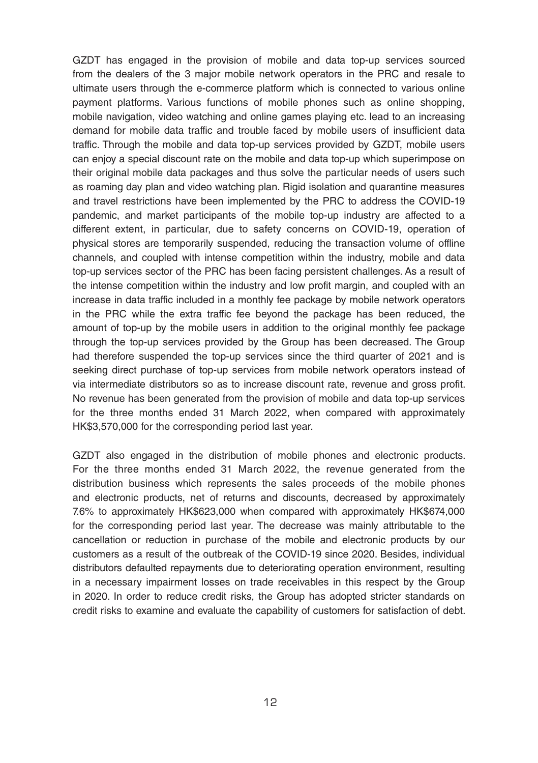GZDT has engaged in the provision of mobile and data top-up services sourced from the dealers of the 3 major mobile network operators in the PRC and resale to ultimate users through the e-commerce platform which is connected to various online payment platforms. Various functions of mobile phones such as online shopping, mobile navigation, video watching and online games playing etc. lead to an increasing demand for mobile data traffic and trouble faced by mobile users of insufficient data traffic. Through the mobile and data top-up services provided by GZDT, mobile users can enjoy a special discount rate on the mobile and data top-up which superimpose on their original mobile data packages and thus solve the particular needs of users such as roaming day plan and video watching plan. Rigid isolation and quarantine measures and travel restrictions have been implemented by the PRC to address the COVID-19 pandemic, and market participants of the mobile top-up industry are affected to a different extent, in particular, due to safety concerns on COVID-19, operation of physical stores are temporarily suspended, reducing the transaction volume of offline channels, and coupled with intense competition within the industry, mobile and data top-up services sector of the PRC has been facing persistent challenges. As a result of the intense competition within the industry and low profit margin, and coupled with an increase in data traffic included in a monthly fee package by mobile network operators in the PRC while the extra traffic fee beyond the package has been reduced, the amount of top-up by the mobile users in addition to the original monthly fee package through the top-up services provided by the Group has been decreased. The Group had therefore suspended the top-up services since the third quarter of 2021 and is seeking direct purchase of top-up services from mobile network operators instead of via intermediate distributors so as to increase discount rate, revenue and gross profit. No revenue has been generated from the provision of mobile and data top-up services for the three months ended 31 March 2022, when compared with approximately HK$3,570,000 for the corresponding period last year.

GZDT also engaged in the distribution of mobile phones and electronic products. For the three months ended 31 March 2022, the revenue generated from the distribution business which represents the sales proceeds of the mobile phones and electronic products, net of returns and discounts, decreased by approximately 7.6% to approximately HK$623,000 when compared with approximately HK$674,000 for the corresponding period last year. The decrease was mainly attributable to the cancellation or reduction in purchase of the mobile and electronic products by our customers as a result of the outbreak of the COVID-19 since 2020. Besides, individual distributors defaulted repayments due to deteriorating operation environment, resulting in a necessary impairment losses on trade receivables in this respect by the Group in 2020. In order to reduce credit risks, the Group has adopted stricter standards on credit risks to examine and evaluate the capability of customers for satisfaction of debt.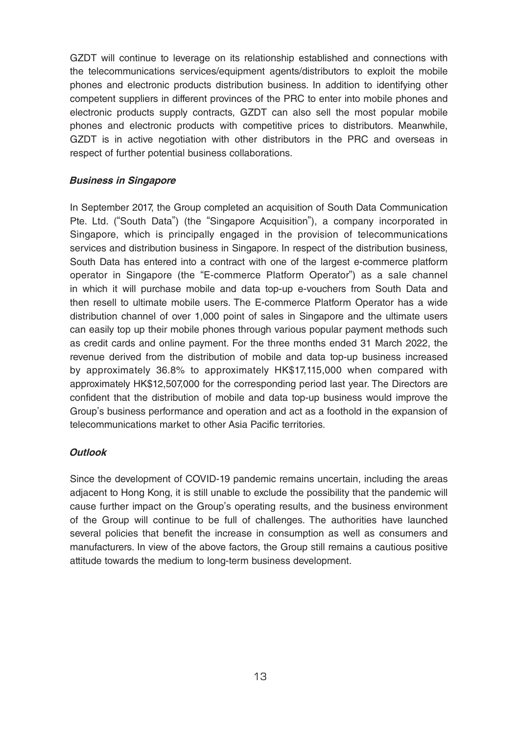GZDT will continue to leverage on its relationship established and connections with the telecommunications services/equipment agents/distributors to exploit the mobile phones and electronic products distribution business. In addition to identifying other competent suppliers in different provinces of the PRC to enter into mobile phones and electronic products supply contracts, GZDT can also sell the most popular mobile phones and electronic products with competitive prices to distributors. Meanwhile, GZDT is in active negotiation with other distributors in the PRC and overseas in respect of further potential business collaborations.

***Business in Singapore***

In September 2017, the Group completed an acquisition of South Data Communication Pte. Ltd. ("South Data") (the "Singapore Acquisition"), a company incorporated in Singapore, which is principally engaged in the provision of telecommunications services and distribution business in Singapore. In respect of the distribution business, South Data has entered into a contract with one of the largest e-commerce platform operator in Singapore (the "E-commerce Platform Operator") as a sale channel in which it will purchase mobile and data top-up e-vouchers from South Data and then resell to ultimate mobile users. The E-commerce Platform Operator has a wide distribution channel of over 1,000 point of sales in Singapore and the ultimate users can easily top up their mobile phones through various popular payment methods such as credit cards and online payment. For the three months ended 31 March 2022, the revenue derived from the distribution of mobile and data top-up business increased by approximately 36.8% to approximately HK$17,115,000 when compared with approximately HK$12,507,000 for the corresponding period last year. The Directors are confident that the distribution of mobile and data top-up business would improve the Group's business performance and operation and act as a foothold in the expansion of telecommunications market to other Asia Pacific territories.

***Outlook***

Since the development of COVID-19 pandemic remains uncertain, including the areas adjacent to Hong Kong, it is still unable to exclude the possibility that the pandemic will cause further impact on the Group's operating results, and the business environment of the Group will continue to be full of challenges. The authorities have launched several policies that benefit the increase in consumption as well as consumers and manufacturers. In view of the above factors, the Group still remains a cautious positive attitude towards the medium to long-term business development.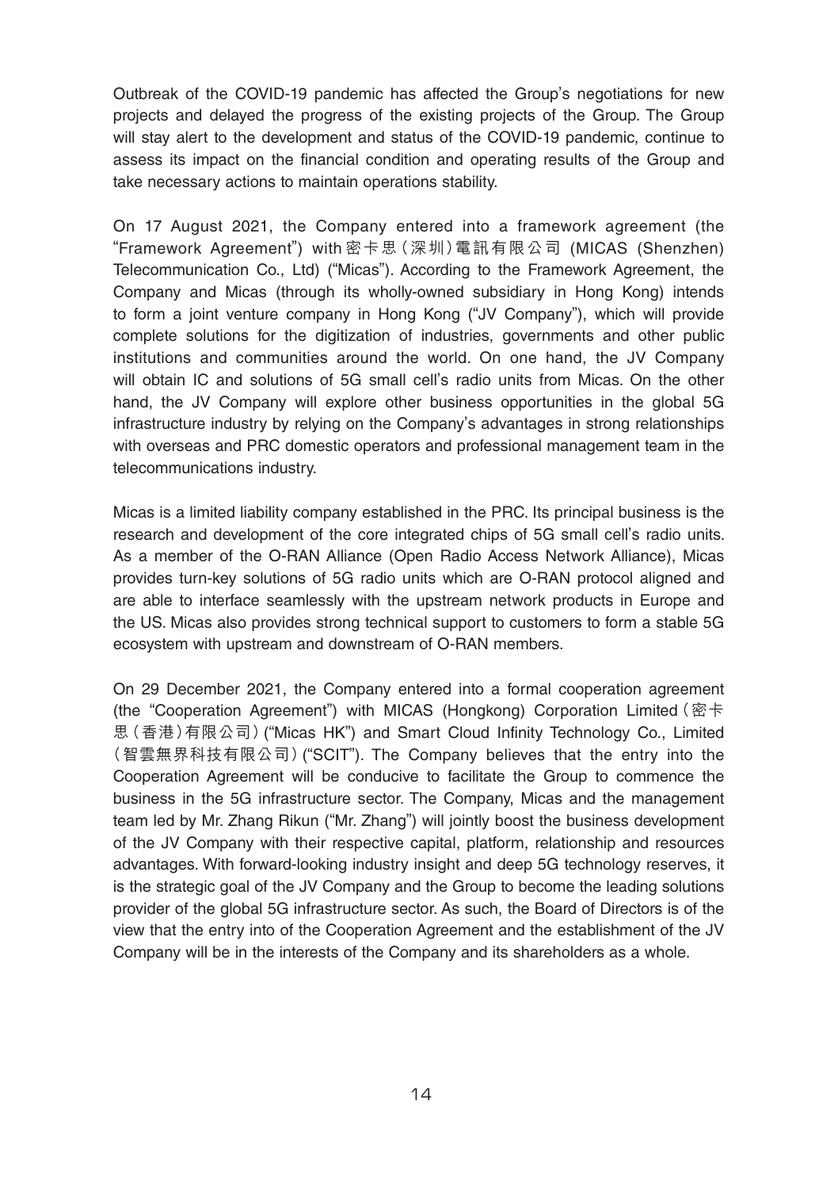Outbreak of the COVID-19 pandemic has affected the Group's negotiations for new projects and delayed the progress of the existing projects of the Group. The Group will stay alert to the development and status of the COVID-19 pandemic, continue to assess its impact on the financial condition and operating results of the Group and take necessary actions to maintain operations stability.

On 17 August 2021, the Company entered into a framework agreement (the "Framework Agreement") with 密卡思（深圳）電訊有限公司 (MICAS (Shenzhen) Telecommunication Co., Ltd) ("Micas"). According to the Framework Agreement, the Company and Micas (through its wholly-owned subsidiary in Hong Kong) intends to form a joint venture company in Hong Kong ("JV Company"), which will provide complete solutions for the digitization of industries, governments and other public institutions and communities around the world. On one hand, the JV Company will obtain IC and solutions of 5G small cell's radio units from Micas. On the other hand, the JV Company will explore other business opportunities in the global 5G infrastructure industry by relying on the Company's advantages in strong relationships with overseas and PRC domestic operators and professional management team in the telecommunications industry.

Micas is a limited liability company established in the PRC. Its principal business is the research and development of the core integrated chips of 5G small cell's radio units. As a member of the O-RAN Alliance (Open Radio Access Network Alliance), Micas provides turn-key solutions of 5G radio units which are O-RAN protocol aligned and are able to interface seamlessly with the upstream network products in Europe and the US. Micas also provides strong technical support to customers to form a stable 5G ecosystem with upstream and downstream of O-RAN members.

On 29 December 2021, the Company entered into a formal cooperation agreement (the "Cooperation Agreement") with MICAS (Hongkong) Corporation Limited（密卡思（香港）有限公司）("Micas HK") and Smart Cloud Infinity Technology Co., Limited（智雲無界科技有限公司）("SCIT"). The Company believes that the entry into the Cooperation Agreement will be conducive to facilitate the Group to commence the business in the 5G infrastructure sector. The Company, Micas and the management team led by Mr. Zhang Rikun ("Mr. Zhang") will jointly boost the business development of the JV Company with their respective capital, platform, relationship and resources advantages. With forward-looking industry insight and deep 5G technology reserves, it is the strategic goal of the JV Company and the Group to become the leading solutions provider of the global 5G infrastructure sector. As such, the Board of Directors is of the view that the entry into of the Cooperation Agreement and the establishment of the JV Company will be in the interests of the Company and its shareholders as a whole.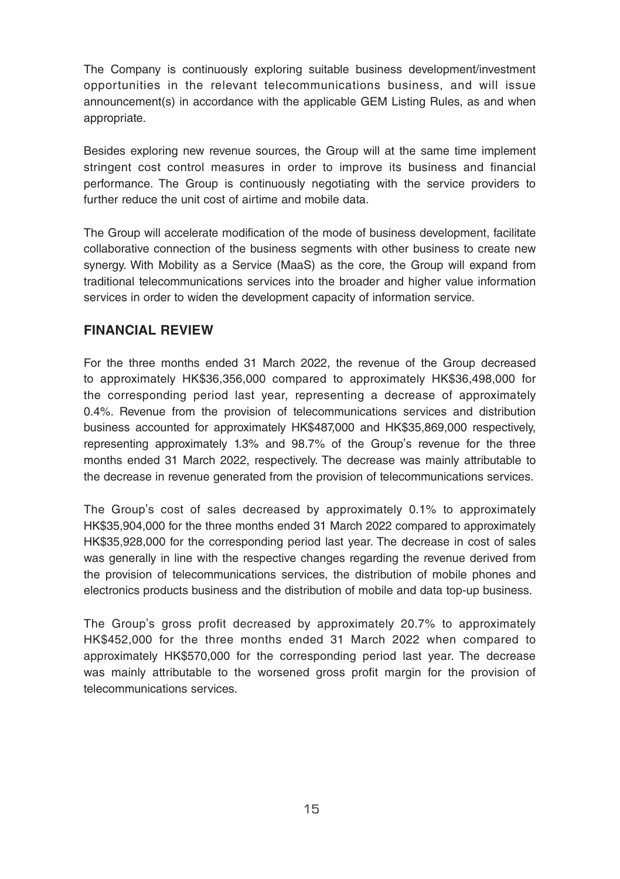The Company is continuously exploring suitable business development/investment opportunities in the relevant telecommunications business, and will issue announcement(s) in accordance with the applicable GEM Listing Rules, as and when appropriate.

Besides exploring new revenue sources, the Group will at the same time implement stringent cost control measures in order to improve its business and financial performance. The Group is continuously negotiating with the service providers to further reduce the unit cost of airtime and mobile data.

The Group will accelerate modification of the mode of business development, facilitate collaborative connection of the business segments with other business to create new synergy. With Mobility as a Service (MaaS) as the core, the Group will expand from traditional telecommunications services into the broader and higher value information services in order to widen the development capacity of information service.

## FINANCIAL REVIEW

For the three months ended 31 March 2022, the revenue of the Group decreased to approximately HK$36,356,000 compared to approximately HK$36,498,000 for the corresponding period last year, representing a decrease of approximately 0.4%. Revenue from the provision of telecommunications services and distribution business accounted for approximately HK$487,000 and HK$35,869,000 respectively, representing approximately 1.3% and 98.7% of the Group's revenue for the three months ended 31 March 2022, respectively. The decrease was mainly attributable to the decrease in revenue generated from the provision of telecommunications services.

The Group's cost of sales decreased by approximately 0.1% to approximately HK$35,904,000 for the three months ended 31 March 2022 compared to approximately HK$35,928,000 for the corresponding period last year. The decrease in cost of sales was generally in line with the respective changes regarding the revenue derived from the provision of telecommunications services, the distribution of mobile phones and electronics products business and the distribution of mobile and data top-up business.

The Group's gross profit decreased by approximately 20.7% to approximately HK$452,000 for the three months ended 31 March 2022 when compared to approximately HK$570,000 for the corresponding period last year. The decrease was mainly attributable to the worsened gross profit margin for the provision of telecommunications services.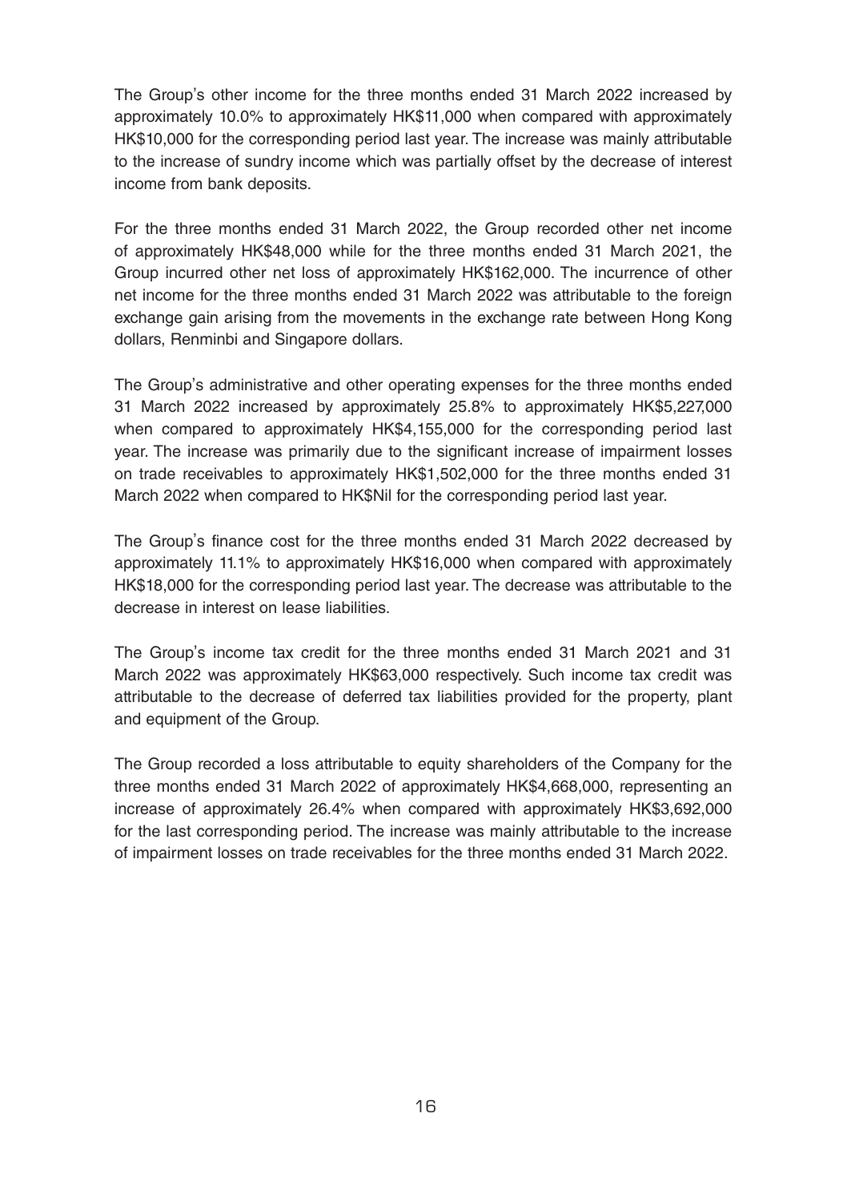The Group's other income for the three months ended 31 March 2022 increased by approximately 10.0% to approximately HK$11,000 when compared with approximately HK$10,000 for the corresponding period last year. The increase was mainly attributable to the increase of sundry income which was partially offset by the decrease of interest income from bank deposits.

For the three months ended 31 March 2022, the Group recorded other net income of approximately HK$48,000 while for the three months ended 31 March 2021, the Group incurred other net loss of approximately HK$162,000. The incurrence of other net income for the three months ended 31 March 2022 was attributable to the foreign exchange gain arising from the movements in the exchange rate between Hong Kong dollars, Renminbi and Singapore dollars.

The Group's administrative and other operating expenses for the three months ended 31 March 2022 increased by approximately 25.8% to approximately HK$5,227,000 when compared to approximately HK$4,155,000 for the corresponding period last year. The increase was primarily due to the significant increase of impairment losses on trade receivables to approximately HK$1,502,000 for the three months ended 31 March 2022 when compared to HK$Nil for the corresponding period last year.

The Group's finance cost for the three months ended 31 March 2022 decreased by approximately 11.1% to approximately HK$16,000 when compared with approximately HK$18,000 for the corresponding period last year. The decrease was attributable to the decrease in interest on lease liabilities.

The Group's income tax credit for the three months ended 31 March 2021 and 31 March 2022 was approximately HK$63,000 respectively. Such income tax credit was attributable to the decrease of deferred tax liabilities provided for the property, plant and equipment of the Group.

The Group recorded a loss attributable to equity shareholders of the Company for the three months ended 31 March 2022 of approximately HK$4,668,000, representing an increase of approximately 26.4% when compared with approximately HK$3,692,000 for the last corresponding period. The increase was mainly attributable to the increase of impairment losses on trade receivables for the three months ended 31 March 2022.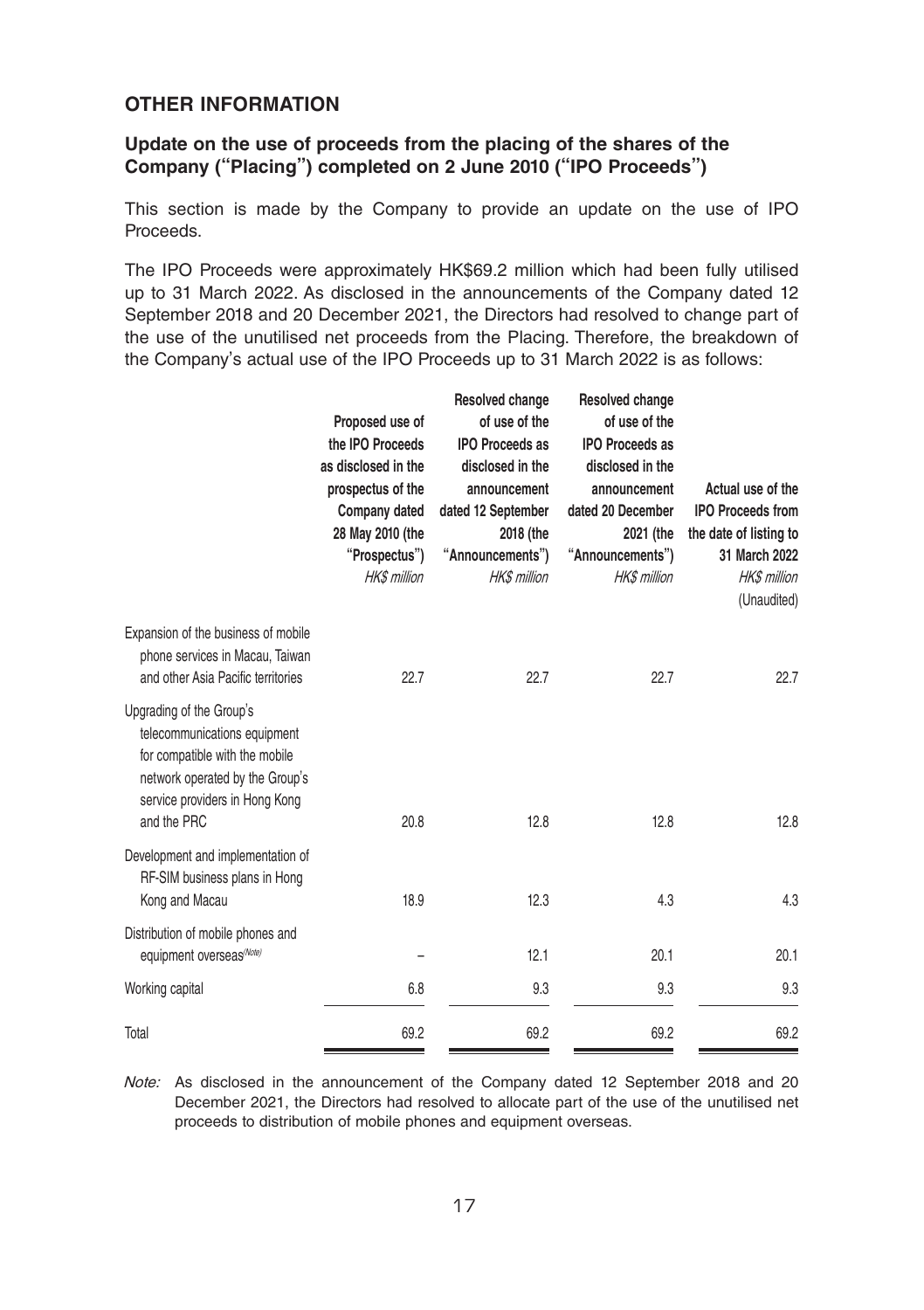## OTHER INFORMATION

### Update on the use of proceeds from the placing of the shares of the Company ("Placing") completed on 2 June 2010 ("IPO Proceeds")

This section is made by the Company to provide an update on the use of IPO Proceeds.

The IPO Proceeds were approximately HK$69.2 million which had been fully utilised up to 31 March 2022. As disclosed in the announcements of the Company dated 12 September 2018 and 20 December 2021, the Directors had resolved to change part of the use of the unutilised net proceeds from the Placing. Therefore, the breakdown of the Company's actual use of the IPO Proceeds up to 31 March 2022 is as follows:

| | Proposed use of the IPO Proceeds as disclosed in the prospectus of the Company dated 28 May 2010 (the "Prospectus") *HK$ million* | Resolved change of use of the IPO Proceeds as disclosed in the announcement dated 12 September 2018 (the "Announcements") *HK$ million* | Resolved change of use of the IPO Proceeds as disclosed in the announcement dated 20 December 2021 (the "Announcements") *HK$ million* | Actual use of the IPO Proceeds from the date of listing to 31 March 2022 *HK$ million* (Unaudited) |
|---|---|---|---|---|
| Expansion of the business of mobile phone services in Macau, Taiwan and other Asia Pacific territories | 22.7 | 22.7 | 22.7 | 22.7 |
| Upgrading of the Group's telecommunications equipment for compatible with the mobile network operated by the Group's service providers in Hong Kong and the PRC | 20.8 | 12.8 | 12.8 | 12.8 |
| Development and implementation of RF-SIM business plans in Hong Kong and Macau | 18.9 | 12.3 | 4.3 | 4.3 |
| Distribution of mobile phones and equipment overseas[(Note)] | – | 12.1 | 20.1 | 20.1 |
| Working capital | 6.8 | 9.3 | 9.3 | 9.3 |
| Total | 69.2 | 69.2 | 69.2 | 69.2 |

*Note:* As disclosed in the announcement of the Company dated 12 September 2018 and 20 December 2021, the Directors had resolved to allocate part of the use of the unutilised net proceeds to distribution of mobile phones and equipment overseas.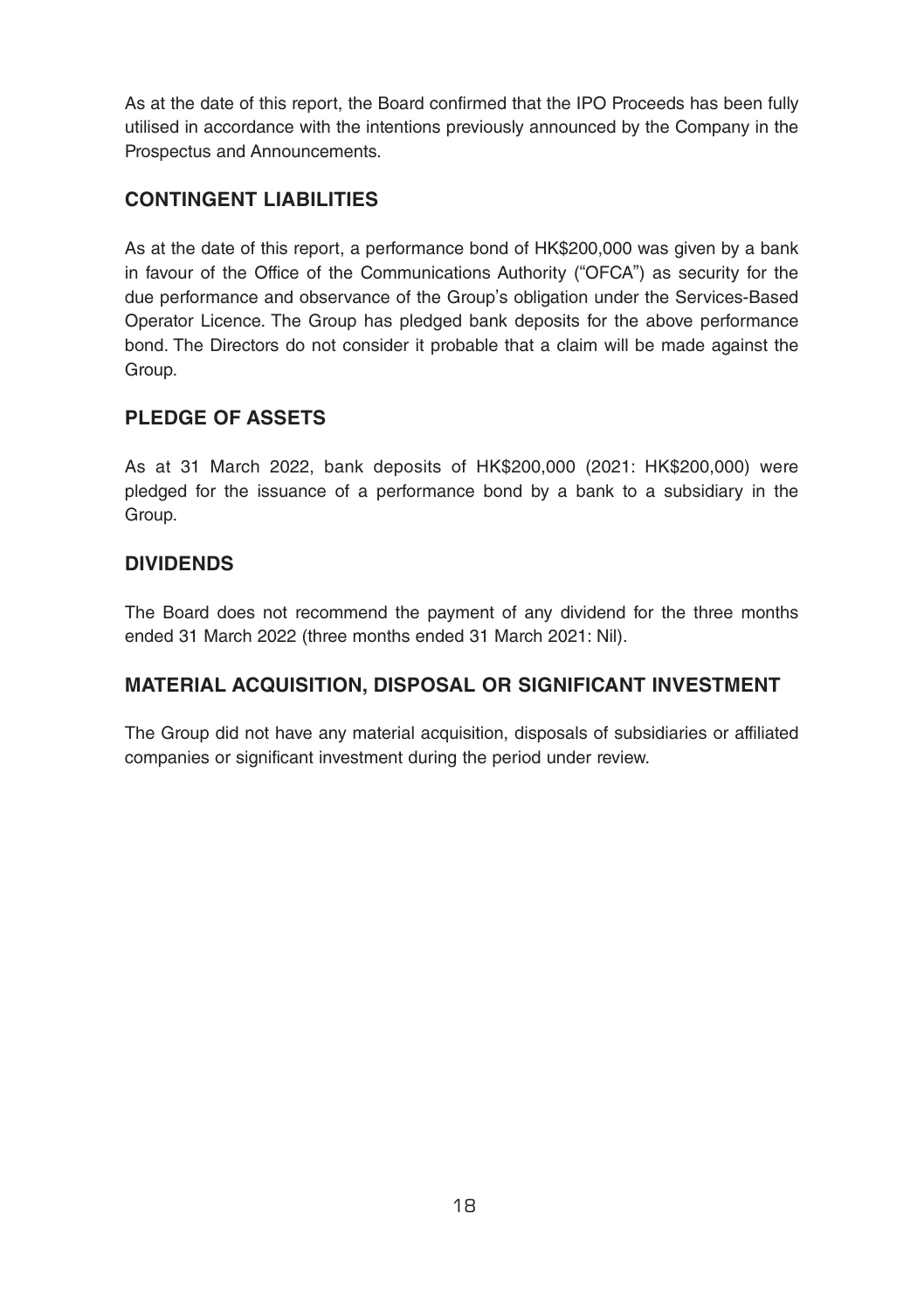As at the date of this report, the Board confirmed that the IPO Proceeds has been fully utilised in accordance with the intentions previously announced by the Company in the Prospectus and Announcements.

## CONTINGENT LIABILITIES

As at the date of this report, a performance bond of HK$200,000 was given by a bank in favour of the Office of the Communications Authority ("OFCA") as security for the due performance and observance of the Group's obligation under the Services-Based Operator Licence. The Group has pledged bank deposits for the above performance bond. The Directors do not consider it probable that a claim will be made against the Group.

## PLEDGE OF ASSETS

As at 31 March 2022, bank deposits of HK$200,000 (2021: HK$200,000) were pledged for the issuance of a performance bond by a bank to a subsidiary in the Group.

## DIVIDENDS

The Board does not recommend the payment of any dividend for the three months ended 31 March 2022 (three months ended 31 March 2021: Nil).

## MATERIAL ACQUISITION, DISPOSAL OR SIGNIFICANT INVESTMENT

The Group did not have any material acquisition, disposals of subsidiaries or affiliated companies or significant investment during the period under review.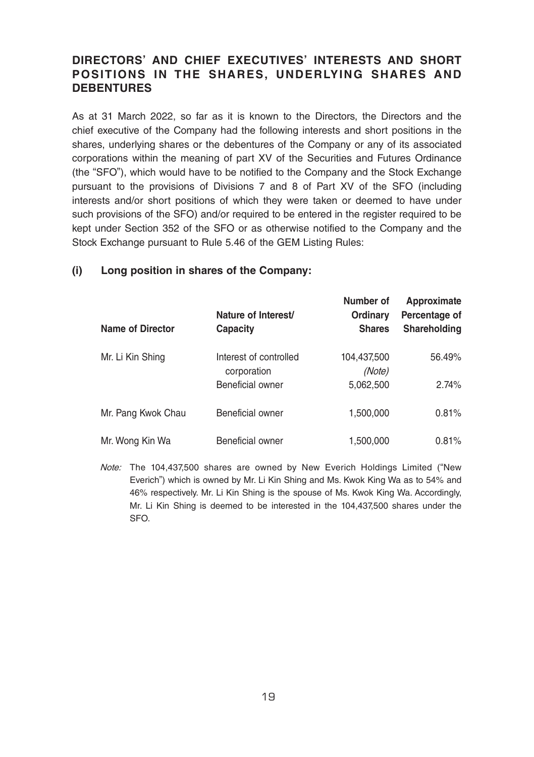## DIRECTORS' AND CHIEF EXECUTIVES' INTERESTS AND SHORT POSITIONS IN THE SHARES, UNDERLYING SHARES AND DEBENTURES

As at 31 March 2022, so far as it is known to the Directors, the Directors and the chief executive of the Company had the following interests and short positions in the shares, underlying shares or the debentures of the Company or any of its associated corporations within the meaning of part XV of the Securities and Futures Ordinance (the "SFO"), which would have to be notified to the Company and the Stock Exchange pursuant to the provisions of Divisions 7 and 8 of Part XV of the SFO (including interests and/or short positions of which they were taken or deemed to have under such provisions of the SFO) and/or required to be entered in the register required to be kept under Section 352 of the SFO or as otherwise notified to the Company and the Stock Exchange pursuant to Rule 5.46 of the GEM Listing Rules:

### (i) Long position in shares of the Company:

| Name of Director | Nature of Interest/ Capacity | Number of Ordinary Shares | Approximate Percentage of Shareholding |
|---|---|---|---|
| Mr. Li Kin Shing | Interest of controlled corporation | 104,437,500 *(Note)* | 56.49% |
| | Beneficial owner | 5,062,500 | 2.74% |
| Mr. Pang Kwok Chau | Beneficial owner | 1,500,000 | 0.81% |
| Mr. Wong Kin Wa | Beneficial owner | 1,500,000 | 0.81% |

*Note:* The 104,437,500 shares are owned by New Everich Holdings Limited ("New Everich") which is owned by Mr. Li Kin Shing and Ms. Kwok King Wa as to 54% and 46% respectively. Mr. Li Kin Shing is the spouse of Ms. Kwok King Wa. Accordingly, Mr. Li Kin Shing is deemed to be interested in the 104,437,500 shares under the SFO.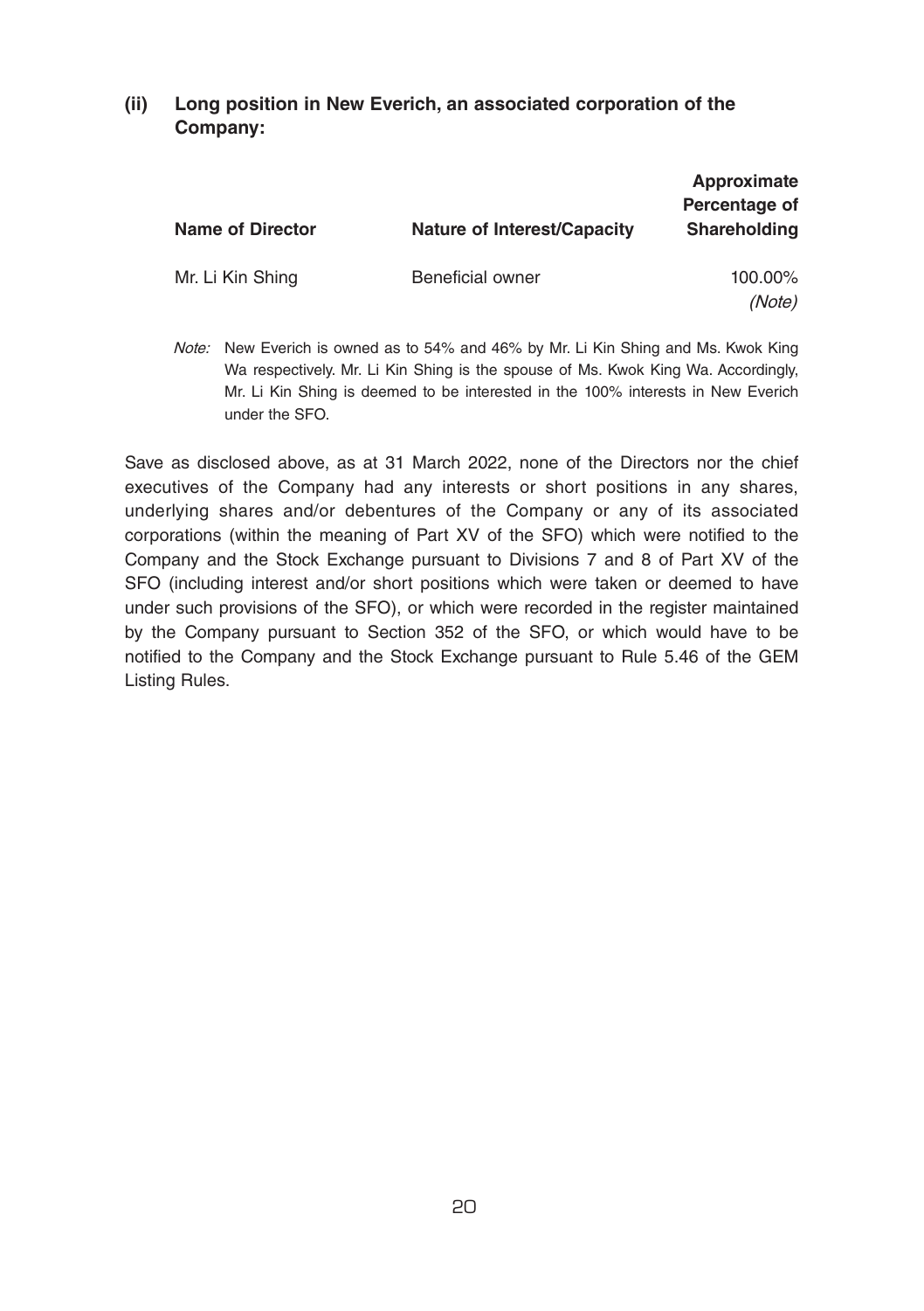### (ii) Long position in New Everich, an associated corporation of the Company:

| Name of Director | Nature of Interest/Capacity | Approximate Percentage of Shareholding |
|---|---|---|
| Mr. Li Kin Shing | Beneficial owner | 100.00% *(Note)* |

*Note:* New Everich is owned as to 54% and 46% by Mr. Li Kin Shing and Ms. Kwok King Wa respectively. Mr. Li Kin Shing is the spouse of Ms. Kwok King Wa. Accordingly, Mr. Li Kin Shing is deemed to be interested in the 100% interests in New Everich under the SFO.

Save as disclosed above, as at 31 March 2022, none of the Directors nor the chief executives of the Company had any interests or short positions in any shares, underlying shares and/or debentures of the Company or any of its associated corporations (within the meaning of Part XV of the SFO) which were notified to the Company and the Stock Exchange pursuant to Divisions 7 and 8 of Part XV of the SFO (including interest and/or short positions which were taken or deemed to have under such provisions of the SFO), or which were recorded in the register maintained by the Company pursuant to Section 352 of the SFO, or which would have to be notified to the Company and the Stock Exchange pursuant to Rule 5.46 of the GEM Listing Rules.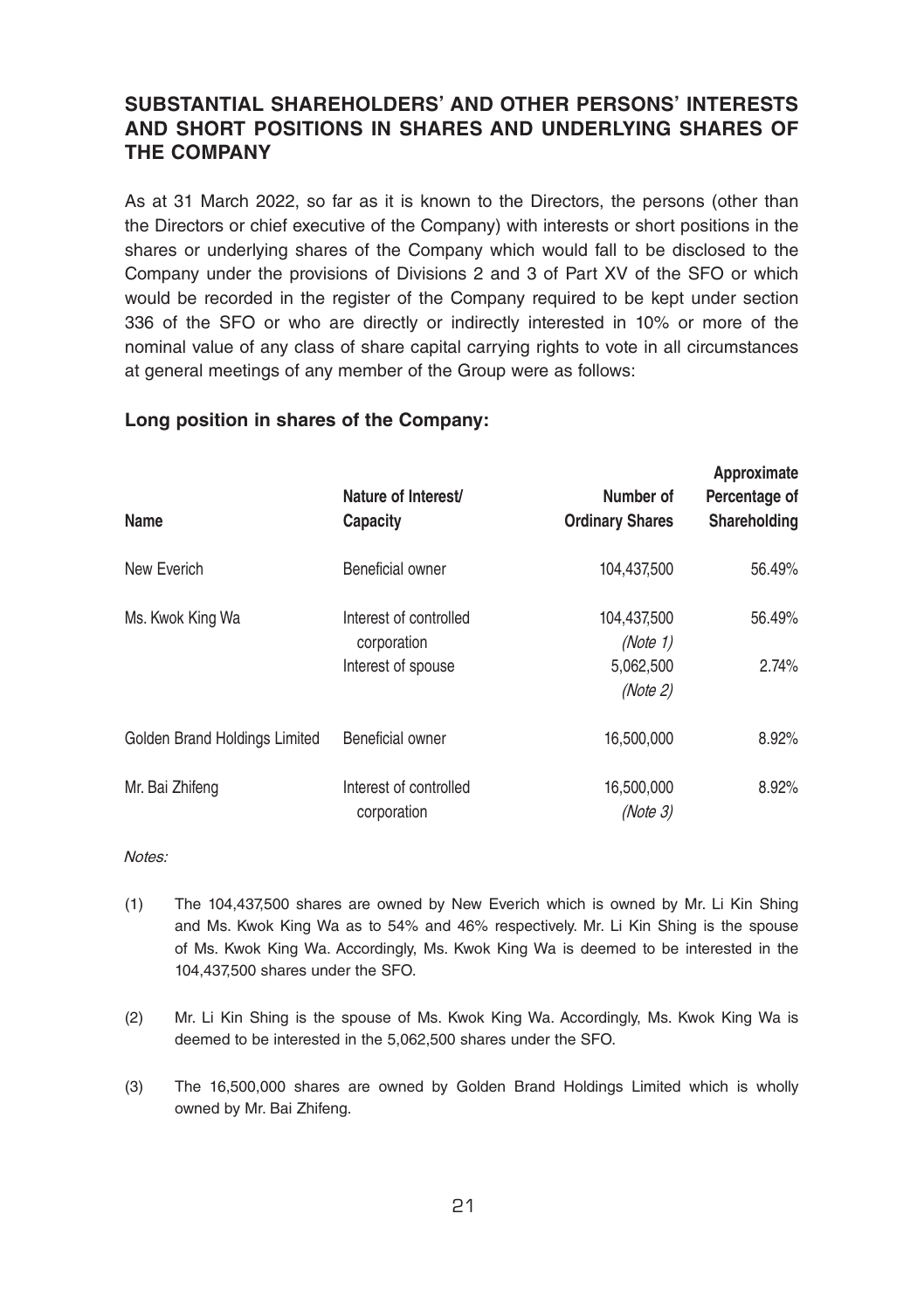## SUBSTANTIAL SHAREHOLDERS' AND OTHER PERSONS' INTERESTS AND SHORT POSITIONS IN SHARES AND UNDERLYING SHARES OF THE COMPANY

As at 31 March 2022, so far as it is known to the Directors, the persons (other than the Directors or chief executive of the Company) with interests or short positions in the shares or underlying shares of the Company which would fall to be disclosed to the Company under the provisions of Divisions 2 and 3 of Part XV of the SFO or which would be recorded in the register of the Company required to be kept under section 336 of the SFO or who are directly or indirectly interested in 10% or more of the nominal value of any class of share capital carrying rights to vote in all circumstances at general meetings of any member of the Group were as follows:

### Long position in shares of the Company:

| Name | Nature of Interest/ Capacity | Number of Ordinary Shares | Approximate Percentage of Shareholding |
|---|---|---|---|
| New Everich | Beneficial owner | 104,437,500 | 56.49% |
| Ms. Kwok King Wa | Interest of controlled corporation | 104,437,500 *(Note 1)* | 56.49% |
| | Interest of spouse | 5,062,500 *(Note 2)* | 2.74% |
| Golden Brand Holdings Limited | Beneficial owner | 16,500,000 | 8.92% |
| Mr. Bai Zhifeng | Interest of controlled corporation | 16,500,000 *(Note 3)* | 8.92% |

*Notes:*

(1) The 104,437,500 shares are owned by New Everich which is owned by Mr. Li Kin Shing and Ms. Kwok King Wa as to 54% and 46% respectively. Mr. Li Kin Shing is the spouse of Ms. Kwok King Wa. Accordingly, Ms. Kwok King Wa is deemed to be interested in the 104,437,500 shares under the SFO.

(2) Mr. Li Kin Shing is the spouse of Ms. Kwok King Wa. Accordingly, Ms. Kwok King Wa is deemed to be interested in the 5,062,500 shares under the SFO.

(3) The 16,500,000 shares are owned by Golden Brand Holdings Limited which is wholly owned by Mr. Bai Zhifeng.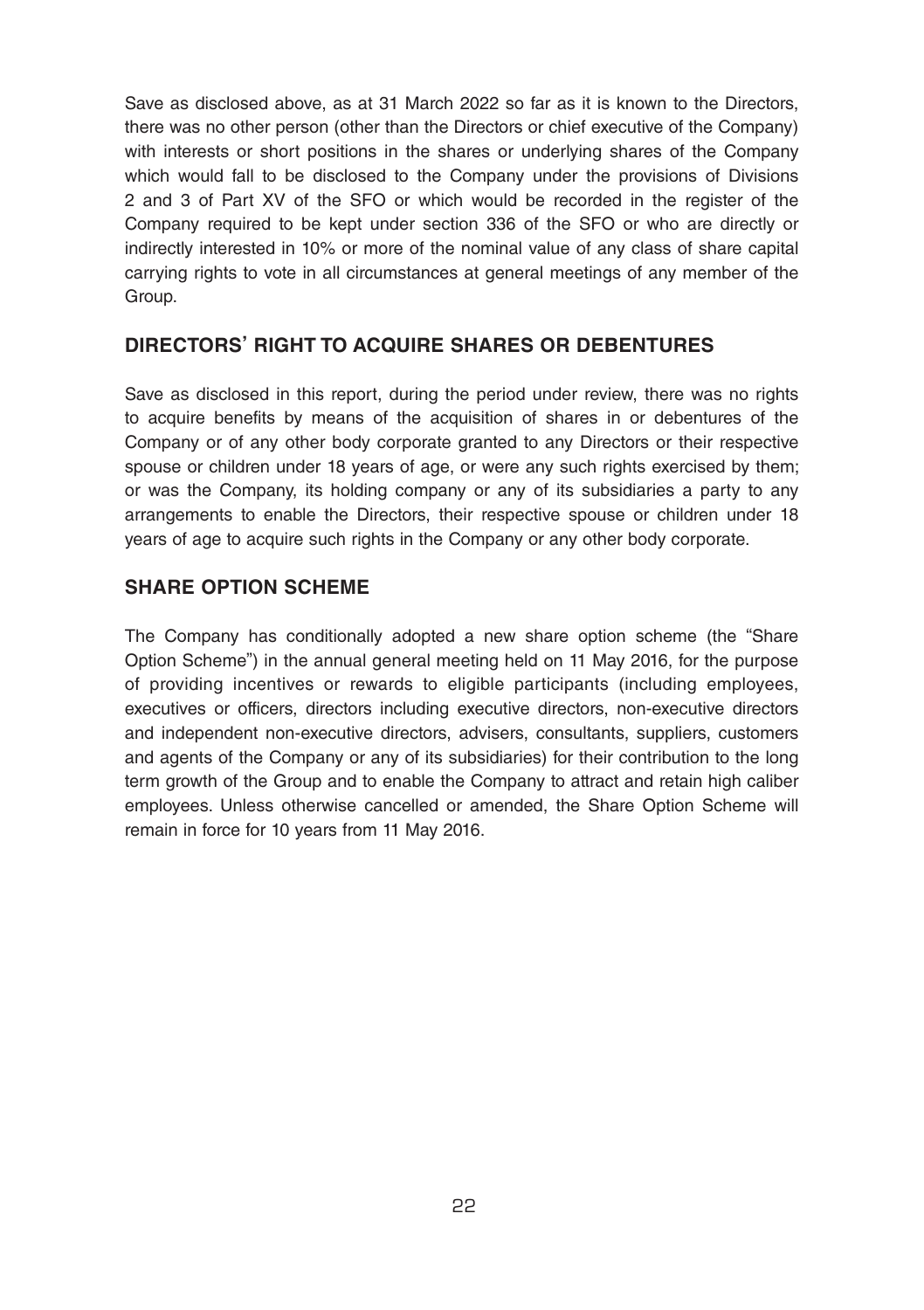Save as disclosed above, as at 31 March 2022 so far as it is known to the Directors, there was no other person (other than the Directors or chief executive of the Company) with interests or short positions in the shares or underlying shares of the Company which would fall to be disclosed to the Company under the provisions of Divisions 2 and 3 of Part XV of the SFO or which would be recorded in the register of the Company required to be kept under section 336 of the SFO or who are directly or indirectly interested in 10% or more of the nominal value of any class of share capital carrying rights to vote in all circumstances at general meetings of any member of the Group.

## DIRECTORS' RIGHT TO ACQUIRE SHARES OR DEBENTURES

Save as disclosed in this report, during the period under review, there was no rights to acquire benefits by means of the acquisition of shares in or debentures of the Company or of any other body corporate granted to any Directors or their respective spouse or children under 18 years of age, or were any such rights exercised by them; or was the Company, its holding company or any of its subsidiaries a party to any arrangements to enable the Directors, their respective spouse or children under 18 years of age to acquire such rights in the Company or any other body corporate.

## SHARE OPTION SCHEME

The Company has conditionally adopted a new share option scheme (the "Share Option Scheme") in the annual general meeting held on 11 May 2016, for the purpose of providing incentives or rewards to eligible participants (including employees, executives or officers, directors including executive directors, non-executive directors and independent non-executive directors, advisers, consultants, suppliers, customers and agents of the Company or any of its subsidiaries) for their contribution to the long term growth of the Group and to enable the Company to attract and retain high caliber employees. Unless otherwise cancelled or amended, the Share Option Scheme will remain in force for 10 years from 11 May 2016.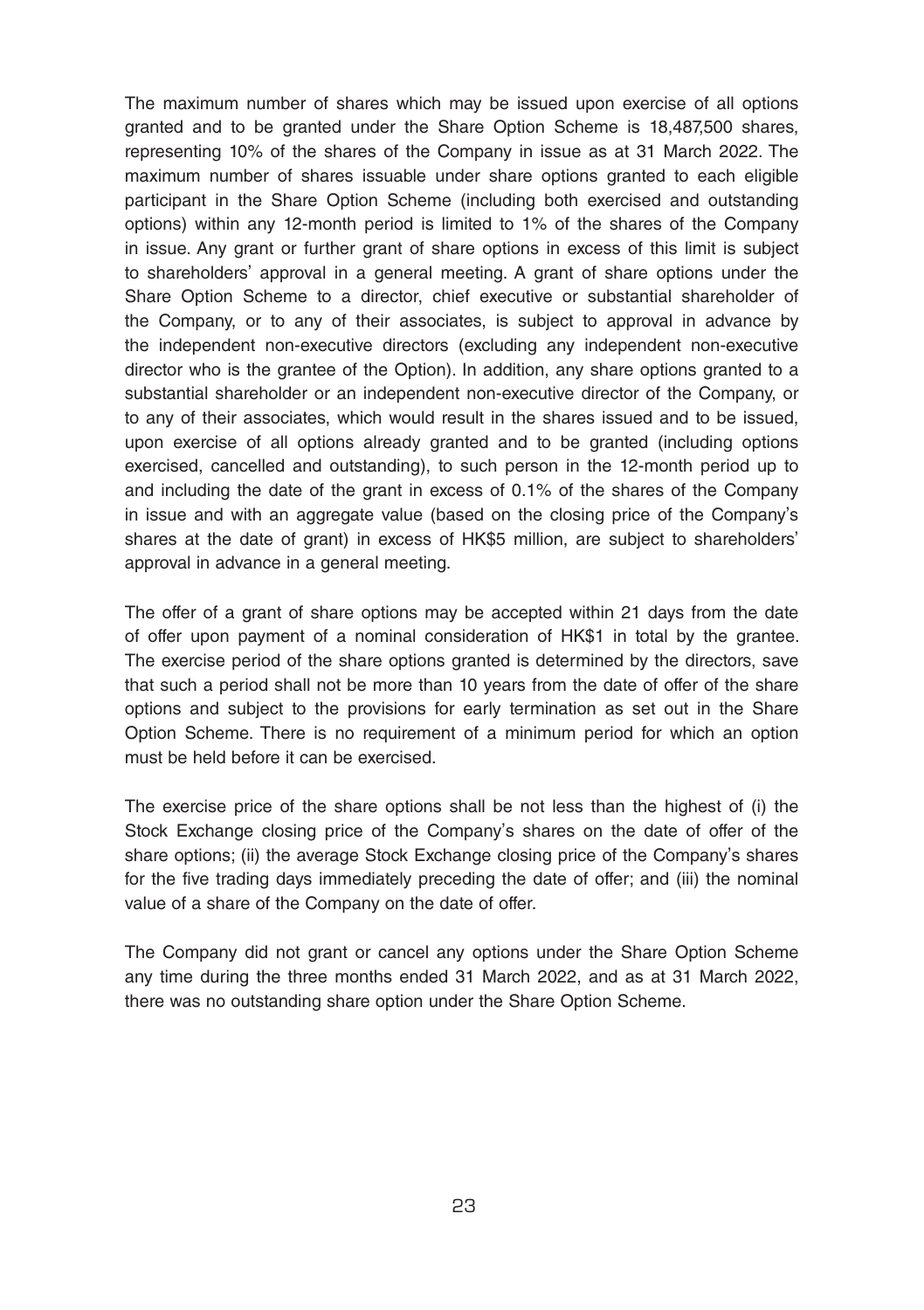The maximum number of shares which may be issued upon exercise of all options granted and to be granted under the Share Option Scheme is 18,487,500 shares, representing 10% of the shares of the Company in issue as at 31 March 2022. The maximum number of shares issuable under share options granted to each eligible participant in the Share Option Scheme (including both exercised and outstanding options) within any 12-month period is limited to 1% of the shares of the Company in issue. Any grant or further grant of share options in excess of this limit is subject to shareholders' approval in a general meeting. A grant of share options under the Share Option Scheme to a director, chief executive or substantial shareholder of the Company, or to any of their associates, is subject to approval in advance by the independent non-executive directors (excluding any independent non-executive director who is the grantee of the Option). In addition, any share options granted to a substantial shareholder or an independent non-executive director of the Company, or to any of their associates, which would result in the shares issued and to be issued, upon exercise of all options already granted and to be granted (including options exercised, cancelled and outstanding), to such person in the 12-month period up to and including the date of the grant in excess of 0.1% of the shares of the Company in issue and with an aggregate value (based on the closing price of the Company's shares at the date of grant) in excess of HK$5 million, are subject to shareholders' approval in advance in a general meeting.

The offer of a grant of share options may be accepted within 21 days from the date of offer upon payment of a nominal consideration of HK$1 in total by the grantee. The exercise period of the share options granted is determined by the directors, save that such a period shall not be more than 10 years from the date of offer of the share options and subject to the provisions for early termination as set out in the Share Option Scheme. There is no requirement of a minimum period for which an option must be held before it can be exercised.

The exercise price of the share options shall be not less than the highest of (i) the Stock Exchange closing price of the Company's shares on the date of offer of the share options; (ii) the average Stock Exchange closing price of the Company's shares for the five trading days immediately preceding the date of offer; and (iii) the nominal value of a share of the Company on the date of offer.

The Company did not grant or cancel any options under the Share Option Scheme any time during the three months ended 31 March 2022, and as at 31 March 2022, there was no outstanding share option under the Share Option Scheme.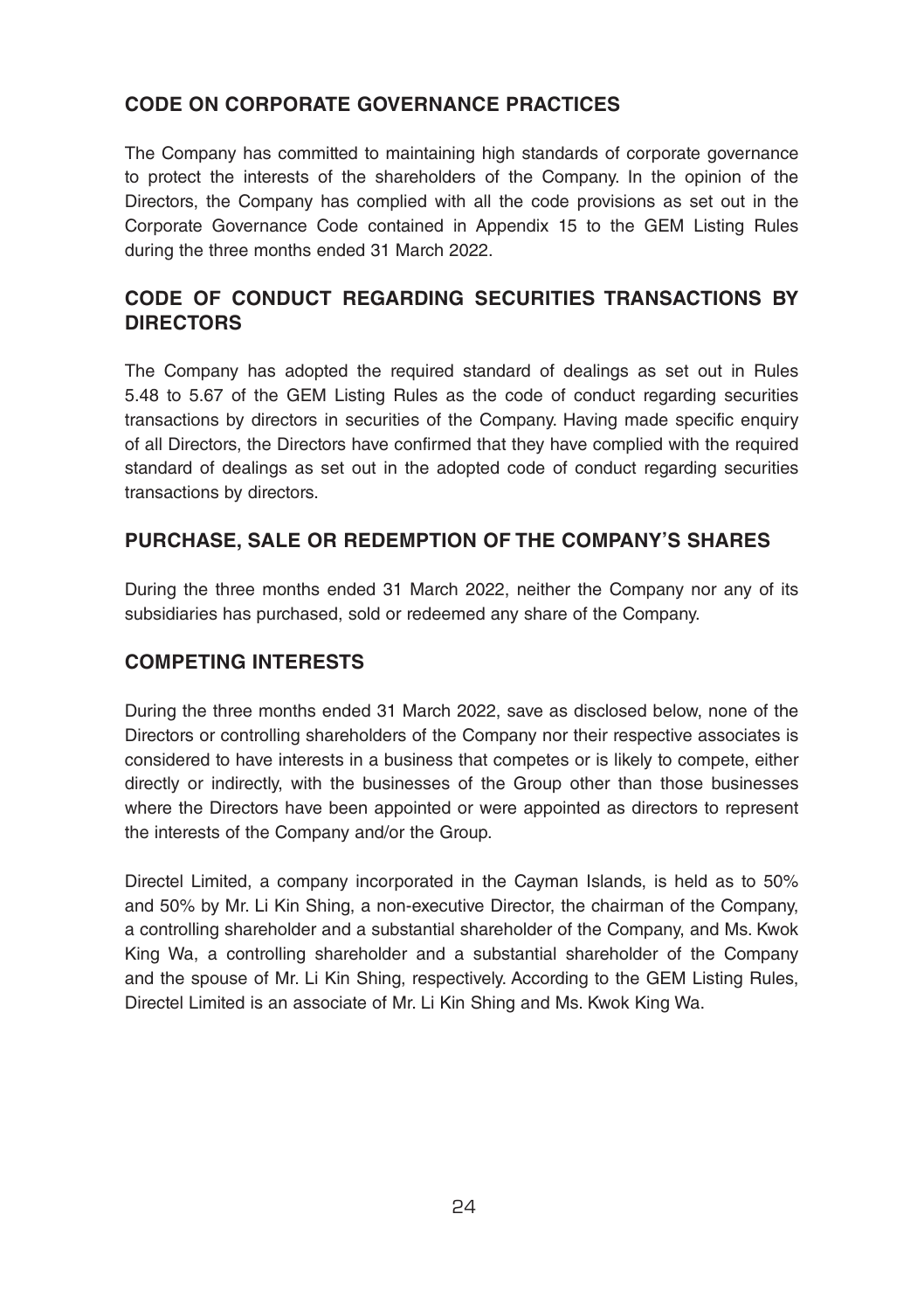## CODE ON CORPORATE GOVERNANCE PRACTICES

The Company has committed to maintaining high standards of corporate governance to protect the interests of the shareholders of the Company. In the opinion of the Directors, the Company has complied with all the code provisions as set out in the Corporate Governance Code contained in Appendix 15 to the GEM Listing Rules during the three months ended 31 March 2022.

## CODE OF CONDUCT REGARDING SECURITIES TRANSACTIONS BY DIRECTORS

The Company has adopted the required standard of dealings as set out in Rules 5.48 to 5.67 of the GEM Listing Rules as the code of conduct regarding securities transactions by directors in securities of the Company. Having made specific enquiry of all Directors, the Directors have confirmed that they have complied with the required standard of dealings as set out in the adopted code of conduct regarding securities transactions by directors.

## PURCHASE, SALE OR REDEMPTION OF THE COMPANY'S SHARES

During the three months ended 31 March 2022, neither the Company nor any of its subsidiaries has purchased, sold or redeemed any share of the Company.

## COMPETING INTERESTS

During the three months ended 31 March 2022, save as disclosed below, none of the Directors or controlling shareholders of the Company nor their respective associates is considered to have interests in a business that competes or is likely to compete, either directly or indirectly, with the businesses of the Group other than those businesses where the Directors have been appointed or were appointed as directors to represent the interests of the Company and/or the Group.

Directel Limited, a company incorporated in the Cayman Islands, is held as to 50% and 50% by Mr. Li Kin Shing, a non-executive Director, the chairman of the Company, a controlling shareholder and a substantial shareholder of the Company, and Ms. Kwok King Wa, a controlling shareholder and a substantial shareholder of the Company and the spouse of Mr. Li Kin Shing, respectively. According to the GEM Listing Rules, Directel Limited is an associate of Mr. Li Kin Shing and Ms. Kwok King Wa.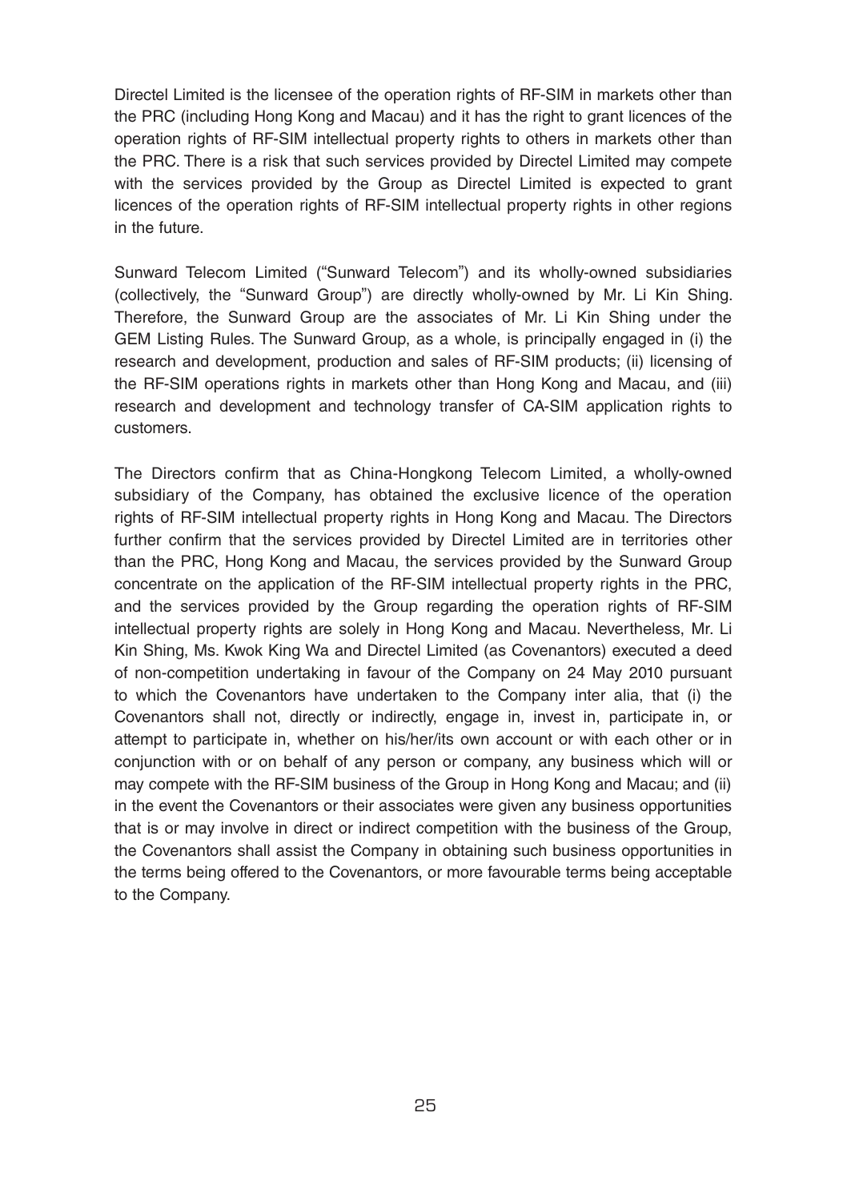Directel Limited is the licensee of the operation rights of RF-SIM in markets other than the PRC (including Hong Kong and Macau) and it has the right to grant licences of the operation rights of RF-SIM intellectual property rights to others in markets other than the PRC. There is a risk that such services provided by Directel Limited may compete with the services provided by the Group as Directel Limited is expected to grant licences of the operation rights of RF-SIM intellectual property rights in other regions in the future.

Sunward Telecom Limited ("Sunward Telecom") and its wholly-owned subsidiaries (collectively, the "Sunward Group") are directly wholly-owned by Mr. Li Kin Shing. Therefore, the Sunward Group are the associates of Mr. Li Kin Shing under the GEM Listing Rules. The Sunward Group, as a whole, is principally engaged in (i) the research and development, production and sales of RF-SIM products; (ii) licensing of the RF-SIM operations rights in markets other than Hong Kong and Macau, and (iii) research and development and technology transfer of CA-SIM application rights to customers.

The Directors confirm that as China-Hongkong Telecom Limited, a wholly-owned subsidiary of the Company, has obtained the exclusive licence of the operation rights of RF-SIM intellectual property rights in Hong Kong and Macau. The Directors further confirm that the services provided by Directel Limited are in territories other than the PRC, Hong Kong and Macau, the services provided by the Sunward Group concentrate on the application of the RF-SIM intellectual property rights in the PRC, and the services provided by the Group regarding the operation rights of RF-SIM intellectual property rights are solely in Hong Kong and Macau. Nevertheless, Mr. Li Kin Shing, Ms. Kwok King Wa and Directel Limited (as Covenantors) executed a deed of non-competition undertaking in favour of the Company on 24 May 2010 pursuant to which the Covenantors have undertaken to the Company inter alia, that (i) the Covenantors shall not, directly or indirectly, engage in, invest in, participate in, or attempt to participate in, whether on his/her/its own account or with each other or in conjunction with or on behalf of any person or company, any business which will or may compete with the RF-SIM business of the Group in Hong Kong and Macau; and (ii) in the event the Covenantors or their associates were given any business opportunities that is or may involve in direct or indirect competition with the business of the Group, the Covenantors shall assist the Company in obtaining such business opportunities in the terms being offered to the Covenantors, or more favourable terms being acceptable to the Company.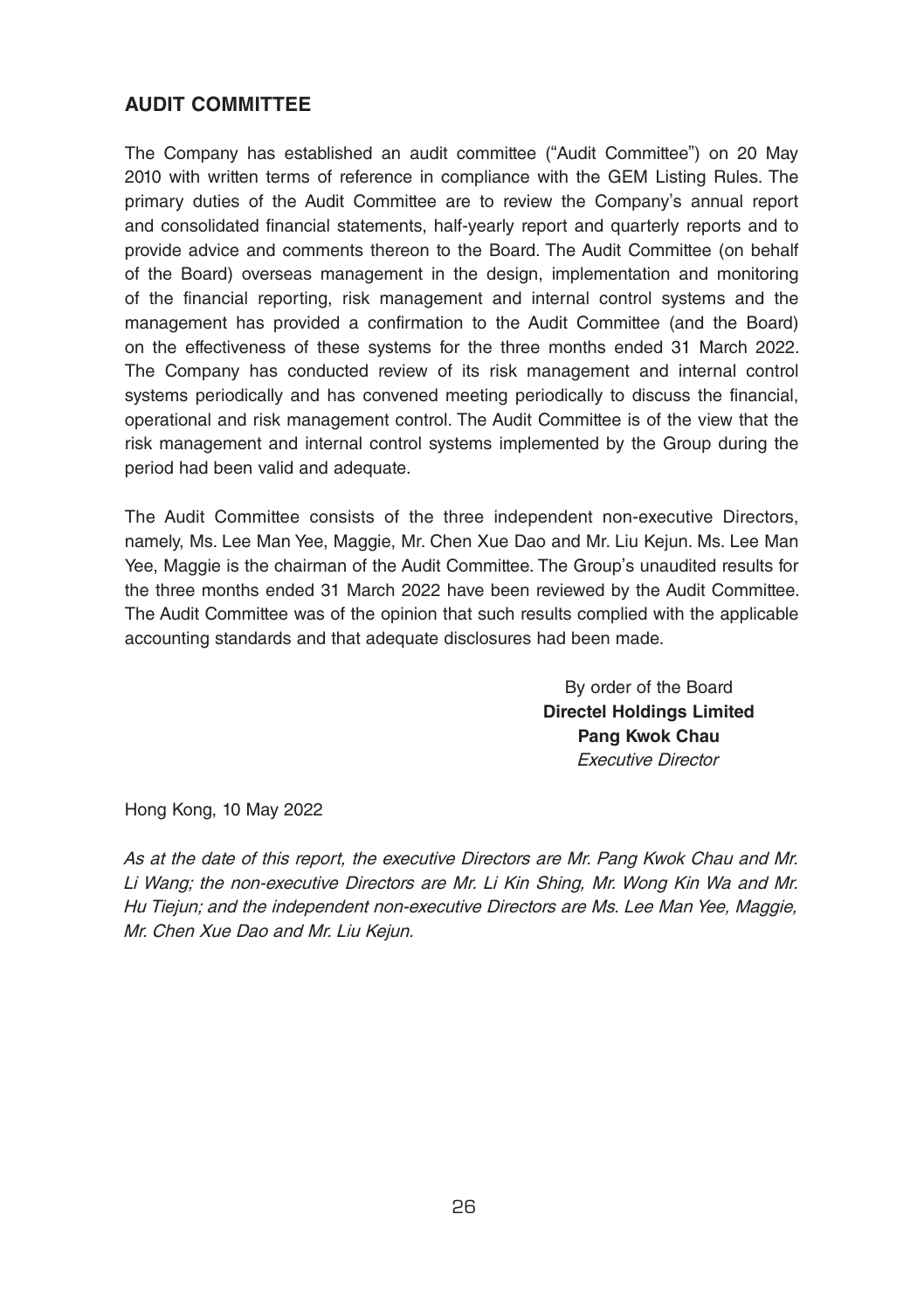## AUDIT COMMITTEE

The Company has established an audit committee ("Audit Committee") on 20 May 2010 with written terms of reference in compliance with the GEM Listing Rules. The primary duties of the Audit Committee are to review the Company's annual report and consolidated financial statements, half-yearly report and quarterly reports and to provide advice and comments thereon to the Board. The Audit Committee (on behalf of the Board) overseas management in the design, implementation and monitoring of the financial reporting, risk management and internal control systems and the management has provided a confirmation to the Audit Committee (and the Board) on the effectiveness of these systems for the three months ended 31 March 2022. The Company has conducted review of its risk management and internal control systems periodically and has convened meeting periodically to discuss the financial, operational and risk management control. The Audit Committee is of the view that the risk management and internal control systems implemented by the Group during the period had been valid and adequate.

The Audit Committee consists of the three independent non-executive Directors, namely, Ms. Lee Man Yee, Maggie, Mr. Chen Xue Dao and Mr. Liu Kejun. Ms. Lee Man Yee, Maggie is the chairman of the Audit Committee. The Group's unaudited results for the three months ended 31 March 2022 have been reviewed by the Audit Committee. The Audit Committee was of the opinion that such results complied with the applicable accounting standards and that adequate disclosures had been made.

By order of the Board
**Directel Holdings Limited**
**Pang Kwok Chau**
*Executive Director*

Hong Kong, 10 May 2022

*As at the date of this report, the executive Directors are Mr. Pang Kwok Chau and Mr. Li Wang; the non-executive Directors are Mr. Li Kin Shing, Mr. Wong Kin Wa and Mr. Hu Tiejun; and the independent non-executive Directors are Ms. Lee Man Yee, Maggie, Mr. Chen Xue Dao and Mr. Liu Kejun.*